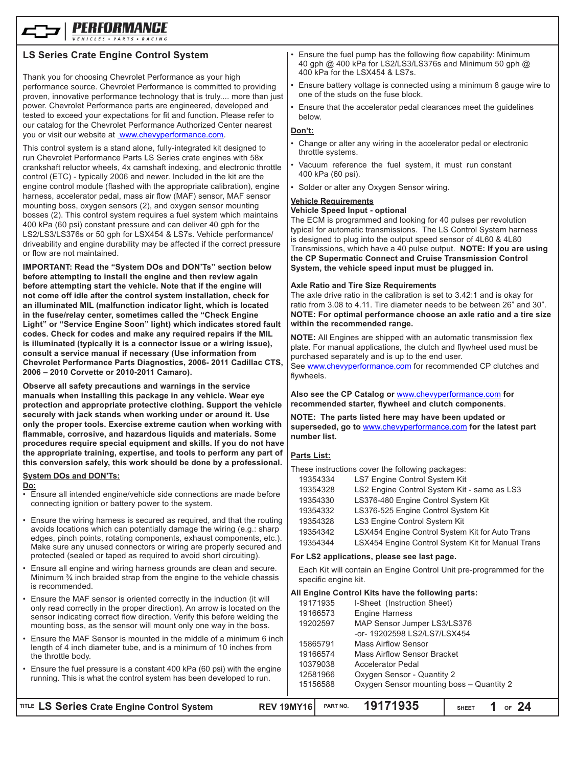# LS Series Crate Engine Control System

Thank you for choosing Chevrolet Performance as your high performance source. Chevrolet Performance is committed to providing proven, innovative performance technology that is truly.... more than just power. Chevrolet Performance parts are engineered, developed and tested to exceed your expectations for fit and function. Please refer to our catalog for the Chevrolet Performance Authorized Center nearest you or visit our website at www.chevyperformance.com.

This control system is a stand alone, fully-integrated kit designed to run Chevrolet Performance Parts LS Series crate engines with 58x crankshaft reluctor wheels, 4x camshaft indexing, and electronic throttle control (ETC) - typically 2006 and newer. Included in the kit are the engine control module (flashed with the appropriate calibration), engine harness, accelerator pedal, mass air flow (MAF) sensor, MAF sensor mounting boss, oxygen sensors (2), and oxygen sensor mounting bosses (2). This control system requires a fuel system which maintains 400 kPa (60 psi) constant pressure and can deliver 40 gph for the LS2/LS3/LS376s or 50 gph for LSX454 & LS7s. Vehicle performance/driveability and engine durability may be affected if the correct pressure or flow are not maintained.

**IMPORTANT: Read the "System DOs and DON'Ts" section below before attempting to install the engine and then review again before attempting start the vehicle. Note that if the engine will not come off idle after the control system installation, check for an illuminated MIL (malfunction indicator light, which is located in the fuse/relay center, sometimes called the "Check Engine Light" or "Service Engine Soon" light) which indicates stored fault codes. Check for codes and make any required repairs if the MIL is illuminated (typically it is a connector issue or a wiring issue), consult a service manual if necessary (Use information from Chevrolet Performance Parts Diagnostics, 2006- 2011 Cadillac CTS, 2006 – 2010 Corvette or 2010-2011 Camaro).**

**Observe all safety precautions and warnings in the service manuals when installing this package in any vehicle. Wear eye protection and appropriate protective clothing. Support the vehicle securely with jack stands when working under or around it. Use only the proper tools. Exercise extreme caution when working with flammable, corrosive, and hazardous liquids and materials. Some procedures require special equipment and skills. If you do not have the appropriate training, expertise, and tools to perform any part of this conversion safely, this work should be done by a professional.**

## System DOs and DON'Ts:

**Do:**

- Ensure all intended engine/vehicle side connections are made before connecting ignition or battery power to the system.
- Ensure the wiring harness is secured as required, and that the routing avoids locations which can potentially damage the wiring (e.g.: sharp edges, pinch points, rotating components, exhaust components, etc.). Make sure any unused connectors or wiring are properly secured and protected (sealed or taped as required to avoid short circuiting).
- Ensure all engine and wiring harness grounds are clean and secure. Minimum ¾ inch braided strap from the engine to the vehicle chassis is recommended.
- Ensure the MAF sensor is oriented correctly in the induction (it will only read correctly in the proper direction). An arrow is located on the sensor indicating correct flow direction. Verify this before welding the mounting boss, as the sensor will mount only one way in the boss.
- Ensure the MAF Sensor is mounted in the middle of a minimum 6 inch length of 4 inch diameter tube, and is a minimum of 10 inches from the throttle body.
- Ensure the fuel pressure is a constant 400 kPa (60 psi) with the engine running. This is what the control system has been developed to run.
- Ensure the fuel pump has the following flow capability: Minimum 40 gph @ 400 kPa for LS2/LS3/LS376s and Minimum 50 gph @ 400 kPa for the LSX454 & LS7s.
- Ensure battery voltage is connected using a minimum 8 gauge wire to one of the studs on the fuse block.
- Ensure that the accelerator pedal clearances meet the guidelines below.

**Don't:**

- Change or alter any wiring in the accelerator pedal or electronic throttle systems.
- Vacuum reference the fuel system, it must run constant 400 kPa (60 psi).
- Solder or alter any Oxygen Sensor wiring.

## Vehicle Requirements

**Vehicle Speed Input - optional**

The ECM is programmed and looking for 40 pulses per revolution typical for automatic transmissions. The LS Control System harness is designed to plug into the output speed sensor of 4L60 & 4L80 Transmissions, which have a 40 pulse output. **NOTE: If you are using the CP Supermatic Connect and Cruise Transmission Control System, the vehicle speed input must be plugged in.**

**Axle Ratio and Tire Size Requirements**

The axle drive ratio in the calibration is set to 3.42:1 and is okay for ratio from 3.08 to 4.11. Tire diameter needs to be between 26" and 30". **NOTE: For optimal performance choose an axle ratio and a tire size within the recommended range.**

**NOTE:** All Engines are shipped with an automatic transmission flex plate. For manual applications, the clutch and flywheel used must be purchased separately and is up to the end user.
See www.chevyperformance.com for recommended CP clutches and flywheels.

**Also see the CP Catalog or www.chevyperformance.com for recommended starter, flywheel and clutch components.**

**NOTE: The parts listed here may have been updated or superseded, go to www.chevyperformance.com for the latest part number list.**

## Parts List:

These instructions cover the following packages:

| | |
|---|---|
| 19354334 | LS7 Engine Control System Kit |
| 19354328 | LS2 Engine Control System Kit - same as LS3 |
| 19354330 | LS376-480 Engine Control System Kit |
| 19354332 | LS376-525 Engine Control System Kit |
| 19354328 | LS3 Engine Control System Kit |
| 19354342 | LSX454 Engine Control System Kit for Auto Trans |
| 19354344 | LSX454 Engine Control System Kit for Manual Trans |

**For LS2 applications, please see last page.**

Each Kit will contain an Engine Control Unit pre-programmed for the specific engine kit.

**All Engine Control Kits have the following parts:**

| | |
|---|---|
| 19171935 | I-Sheet (Instruction Sheet) |
| 19166573 | Engine Harness |
| 19202597 | MAP Sensor Jumper LS3/LS376 |
| | -or- 19202598 LS2/LS7/LSX454 |
| 15865791 | Mass Airflow Sensor |
| 19166574 | Mass Airflow Sensor Bracket |
| 10379038 | Accelerator Pedal |
| 12581966 | Oxygen Sensor - Quantity 2 |
| 15156588 | Oxygen Sensor mounting boss – Quantity 2 |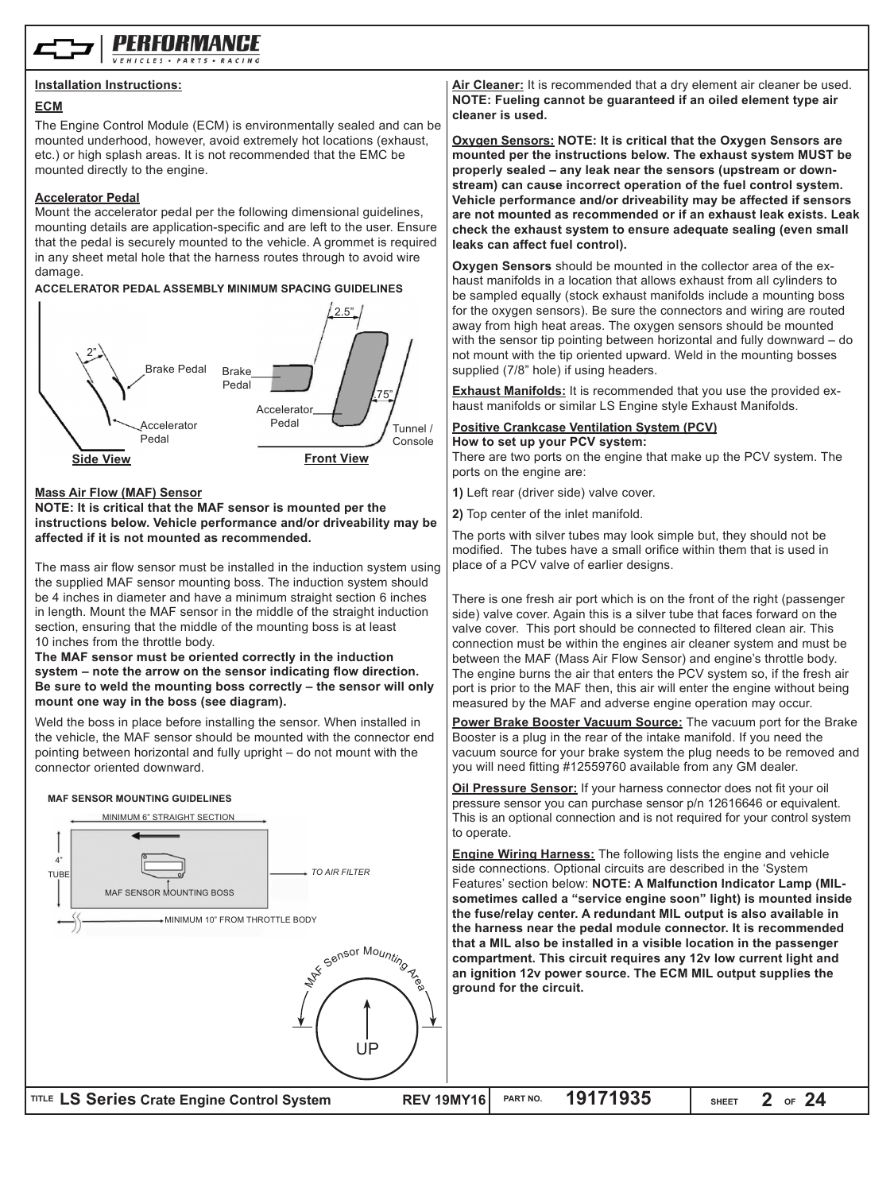## Installation Instructions:

### ECM

The Engine Control Module (ECM) is environmentally sealed and can be mounted underhood, however, avoid extremely hot locations (exhaust, etc.) or high splash areas. It is not recommended that the EMC be mounted directly to the engine.

### Accelerator Pedal

Mount the accelerator pedal per the following dimensional guidelines, mounting details are application-specific and are left to the user. Ensure that the pedal is securely mounted to the vehicle. A grommet is required in any sheet metal hole that the harness routes through to avoid wire damage.

**ACCELERATOR PEDAL ASSEMBLY MINIMUM SPACING GUIDELINES**

2" Brake Pedal, Accelerator Pedal — **Side View**

2.5" Brake Pedal, Accelerator Pedal, .75" Tunnel / Console — **Front View**

### Mass Air Flow (MAF) Sensor

**NOTE: It is critical that the MAF sensor is mounted per the instructions below. Vehicle performance and/or driveability may be affected if it is not mounted as recommended.**

The mass air flow sensor must be installed in the induction system using the supplied MAF sensor mounting boss. The induction system should be 4 inches in diameter and have a minimum straight section 6 inches in length. Mount the MAF sensor in the middle of the straight induction section, ensuring that the middle of the mounting boss is at least 10 inches from the throttle body.

**The MAF sensor must be oriented correctly in the induction system – note the arrow on the sensor indicating flow direction. Be sure to weld the mounting boss correctly – the sensor will only mount one way in the boss (see diagram).**

Weld the boss in place before installing the sensor. When installed in the vehicle, the MAF sensor should be mounted with the connector end pointing between horizontal and fully upright – do not mount with the connector oriented downward.

**MAF SENSOR MOUNTING GUIDELINES**

MINIMUM 6" STRAIGHT SECTION; 4" TUBE; MAF SENSOR MOUNTING BOSS; TO AIR FILTER; MINIMUM 10" FROM THROTTLE BODY

MAF Sensor Mounting Area; UP

**Air Cleaner:** It is recommended that a dry element air cleaner be used. **NOTE: Fueling cannot be guaranteed if an oiled element type air cleaner is used.**

**Oxygen Sensors:** **NOTE: It is critical that the Oxygen Sensors are mounted per the instructions below. The exhaust system MUST be properly sealed – any leak near the sensors (upstream or downstream) can cause incorrect operation of the fuel control system. Vehicle performance and/or driveability may be affected if sensors are not mounted as recommended or if an exhaust leak exists. Leak check the exhaust system to ensure adequate sealing (even small leaks can affect fuel control).**

**Oxygen Sensors** should be mounted in the collector area of the exhaust manifolds in a location that allows exhaust from all cylinders to be sampled equally (stock exhaust manifolds include a mounting boss for the oxygen sensors). Be sure the connectors and wiring are routed away from high heat areas. The oxygen sensors should be mounted with the sensor tip pointing between horizontal and fully downward – do not mount with the tip oriented upward. Weld in the mounting bosses supplied (7/8" hole) if using headers.

**Exhaust Manifolds:** It is recommended that you use the provided exhaust manifolds or similar LS Engine style Exhaust Manifolds.

**Positive Crankcase Ventilation System (PCV)**
**How to set up your PCV system:**
There are two ports on the engine that make up the PCV system. The ports on the engine are:

**1)** Left rear (driver side) valve cover.

**2)** Top center of the inlet manifold.

The ports with silver tubes may look simple but, they should not be modified. The tubes have a small orifice within them that is used in place of a PCV valve of earlier designs.

There is one fresh air port which is on the front of the right (passenger side) valve cover. Again this is a silver tube that faces forward on the valve cover. This port should be connected to filtered clean air. This connection must be within the engines air cleaner system and must be between the MAF (Mass Air Flow Sensor) and engine's throttle body. The engine burns the air that enters the PCV system so, if the fresh air port is prior to the MAF then, this air will enter the engine without being measured by the MAF and adverse engine operation may occur.

**Power Brake Booster Vacuum Source:** The vacuum port for the Brake Booster is a plug in the rear of the intake manifold. If you need the vacuum source for your brake system the plug needs to be removed and you will need fitting #12559760 available from any GM dealer.

**Oil Pressure Sensor:** If your harness connector does not fit your oil pressure sensor you can purchase sensor p/n 12616646 or equivalent. This is an optional connection and is not required for your control system to operate.

**Engine Wiring Harness:** The following lists the engine and vehicle side connections. Optional circuits are described in the 'System Features' section below: **NOTE: A Malfunction Indicator Lamp (MIL-sometimes called a "service engine soon" light) is mounted inside the fuse/relay center. A redundant MIL output is also available in the harness near the pedal module connector. It is recommended that a MIL also be installed in a visible location in the passenger compartment. This circuit requires any 12v low current light and an ignition 12v power source. The ECM MIL output supplies the ground for the circuit.**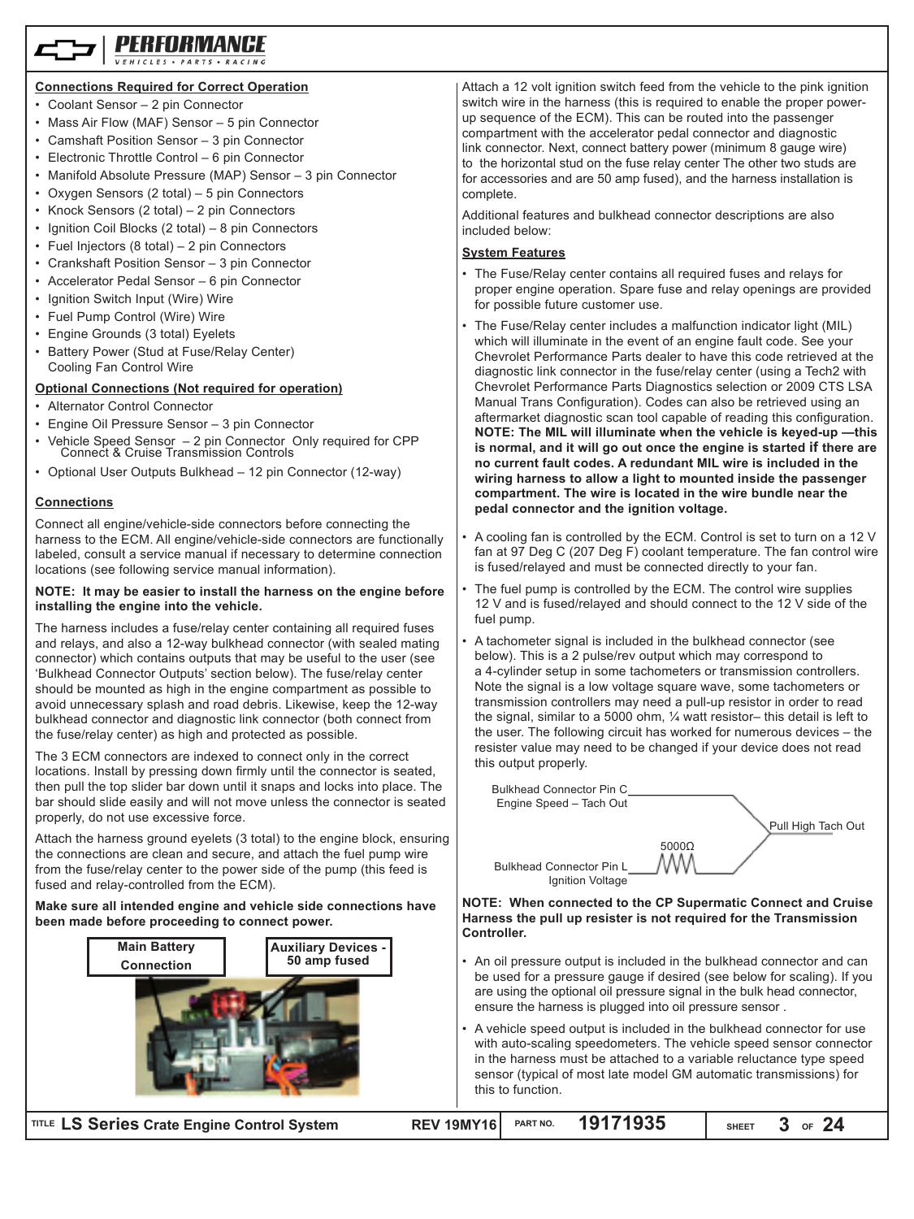## Connections Required for Correct Operation

- Coolant Sensor – 2 pin Connector
- Mass Air Flow (MAF) Sensor – 5 pin Connector
- Camshaft Position Sensor – 3 pin Connector
- Electronic Throttle Control – 6 pin Connector
- Manifold Absolute Pressure (MAP) Sensor – 3 pin Connector
- Oxygen Sensors (2 total) – 5 pin Connectors
- Knock Sensors (2 total) – 2 pin Connectors
- Ignition Coil Blocks (2 total) – 8 pin Connectors
- Fuel Injectors (8 total) – 2 pin Connectors
- Crankshaft Position Sensor – 3 pin Connector
- Accelerator Pedal Sensor – 6 pin Connector
- Ignition Switch Input (Wire) Wire
- Fuel Pump Control (Wire) Wire
- Engine Grounds (3 total) Eyelets
- Battery Power (Stud at Fuse/Relay Center)
  Cooling Fan Control Wire

## Optional Connections (Not required for operation)

- Alternator Control Connector
- Engine Oil Pressure Sensor – 3 pin Connector
- Vehicle Speed Sensor – 2 pin Connector Only required for CPP Connect & Cruise Transmission Controls
- Optional User Outputs Bulkhead – 12 pin Connector (12-way)

## Connections

Connect all engine/vehicle-side connectors before connecting the harness to the ECM. All engine/vehicle-side connectors are functionally labeled, consult a service manual if necessary to determine connection locations (see following service manual information).

**NOTE: It may be easier to install the harness on the engine before installing the engine into the vehicle.**

The harness includes a fuse/relay center containing all required fuses and relays, and also a 12-way bulkhead connector (with sealed mating connector) which contains outputs that may be useful to the user (see 'Bulkhead Connector Outputs' section below). The fuse/relay center should be mounted as high in the engine compartment as possible to avoid unnecessary splash and road debris. Likewise, keep the 12-way bulkhead connector and diagnostic link connector (both connect from the fuse/relay center) as high and protected as possible.

The 3 ECM connectors are indexed to connect only in the correct locations. Install by pressing down firmly until the connector is seated, then pull the top slider bar down until it snaps and locks into place. The bar should slide easily and will not move unless the connector is seated properly, do not use excessive force.

Attach the harness ground eyelets (3 total) to the engine block, ensuring the connections are clean and secure, and attach the fuel pump wire from the fuse/relay center to the power side of the pump (this feed is fused and relay-controlled from the ECM).

**Make sure all intended engine and vehicle side connections have been made before proceeding to connect power.**

**Main Battery Connection** | **Auxiliary Devices - 50 amp fused**

Attach a 12 volt ignition switch feed from the vehicle to the pink ignition switch wire in the harness (this is required to enable the proper power-up sequence of the ECM). This can be routed into the passenger compartment with the accelerator pedal connector and diagnostic link connector. Next, connect battery power (minimum 8 gauge wire) to the horizontal stud on the fuse relay center The other two studs are for accessories and are 50 amp fused), and the harness installation is complete.

Additional features and bulkhead connector descriptions are also included below:

## System Features

- The Fuse/Relay center contains all required fuses and relays for proper engine operation. Spare fuse and relay openings are provided for possible future customer use.
- The Fuse/Relay center includes a malfunction indicator light (MIL) which will illuminate in the event of an engine fault code. See your Chevrolet Performance Parts dealer to have this code retrieved at the diagnostic link connector in the fuse/relay center (using a Tech2 with Chevrolet Performance Parts Diagnostics selection or 2009 CTS LSA Manual Trans Configuration). Codes can also be retrieved using an aftermarket diagnostic scan tool capable of reading this configuration. **NOTE: The MIL will illuminate when the vehicle is keyed-up —this is normal, and it will go out once the engine is started if there are no current fault codes. A redundant MIL wire is included in the wiring harness to allow a light to mounted inside the passenger compartment. The wire is located in the wire bundle near the pedal connector and the ignition voltage.**
- A cooling fan is controlled by the ECM. Control is set to turn on a 12 V fan at 97 Deg C (207 Deg F) coolant temperature. The fan control wire is fused/relayed and must be connected directly to your fan.
- The fuel pump is controlled by the ECM. The control wire supplies 12 V and is fused/relayed and should connect to the 12 V side of the fuel pump.
- A tachometer signal is included in the bulkhead connector (see below). This is a 2 pulse/rev output which may correspond to a 4-cylinder setup in some tachometers or transmission controllers. Note the signal is a low voltage square wave, some tachometers or transmission controllers may need a pull-up resistor in order to read the signal, similar to a 5000 ohm, ¼ watt resistor– this detail is left to the user. The following circuit has worked for numerous devices – the resister value may need to be changed if your device does not read this output properly.

Bulkhead Connector Pin C Engine Speed – Tach Out | Pull High Tach Out | 5000Ω | Bulkhead Connector Pin L Ignition Voltage

**NOTE: When connected to the CP Supermatic Connect and Cruise Harness the pull up resister is not required for the Transmission Controller.**

- An oil pressure output is included in the bulkhead connector and can be used for a pressure gauge if desired (see below for scaling). If you are using the optional oil pressure signal in the bulk head connector, ensure the harness is plugged into oil pressure sensor .
- A vehicle speed output is included in the bulkhead connector for use with auto-scaling speedometers. The vehicle speed sensor connector in the harness must be attached to a variable reluctance type speed sensor (typical of most late model GM automatic transmissions) for this to function.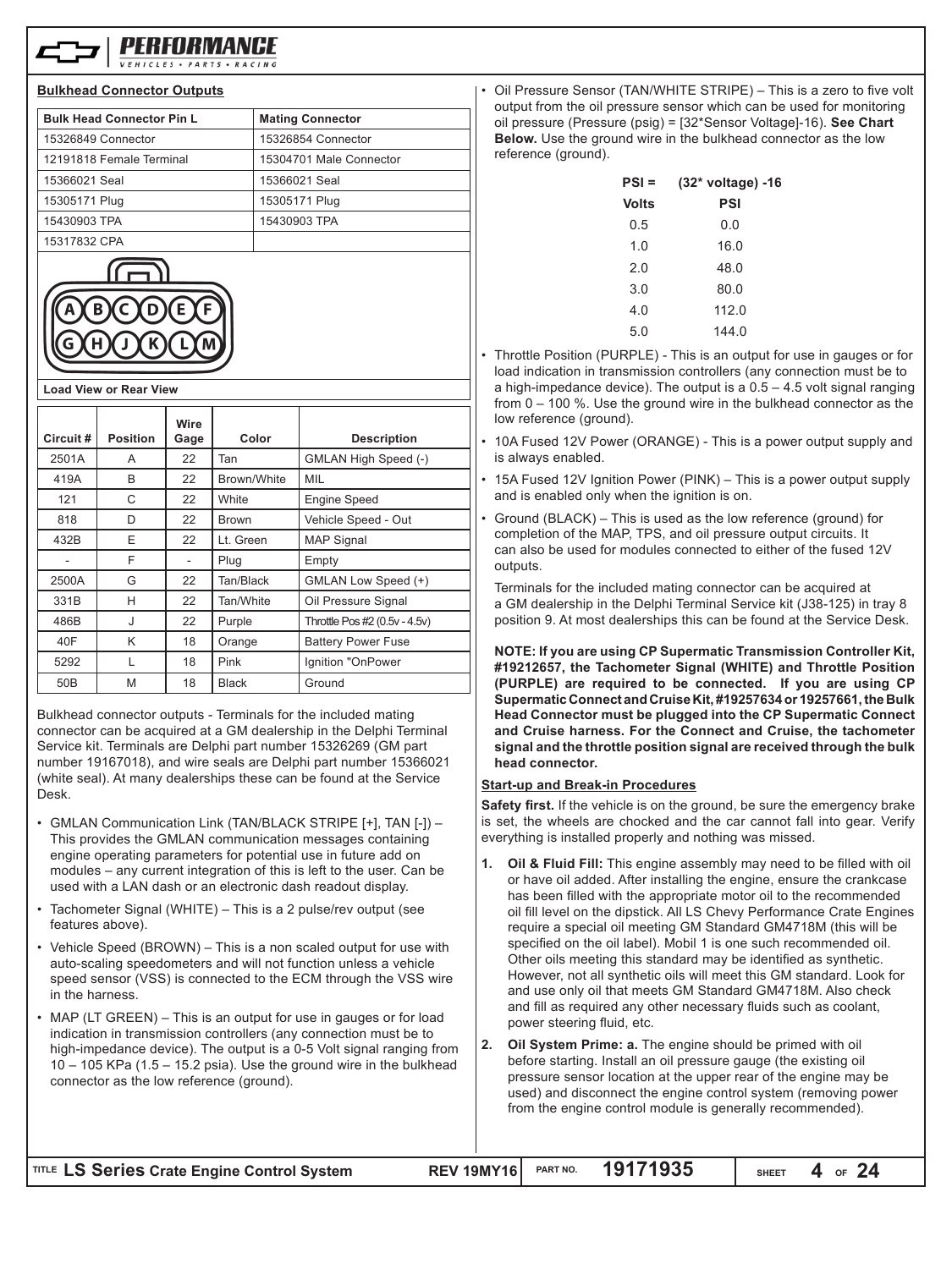## Bulkhead Connector Outputs

| Bulk Head Connector Pin L | Mating Connector |
|---|---|
| 15326849 Connector | 15326854 Connector |
| 12191818 Female Terminal | 15304701 Male Connector |
| 15366021 Seal | 15366021 Seal |
| 15305171 Plug | 15305171 Plug |
| 15430903 TPA | 15430903 TPA |
| 15317832 CPA | |

A B C D E F
G H J K L M

**Load View or Rear View**

| Circuit # | Position | Wire Gage | Color | Description |
|---|---|---|---|---|
| 2501A | A | 22 | Tan | GMLAN High Speed (-) |
| 419A | B | 22 | Brown/White | MIL |
| 121 | C | 22 | White | Engine Speed |
| 818 | D | 22 | Brown | Vehicle Speed - Out |
| 432B | E | 22 | Lt. Green | MAP Signal |
| - | F | - | Plug | Empty |
| 2500A | G | 22 | Tan/Black | GMLAN Low Speed (+) |
| 331B | H | 22 | Tan/White | Oil Pressure Signal |
| 486B | J | 22 | Purple | Throttle Pos #2 (0.5v - 4.5v) |
| 40F | K | 18 | Orange | Battery Power Fuse |
| 5292 | L | 18 | Pink | Ignition "OnPower |
| 50B | M | 18 | Black | Ground |

Bulkhead connector outputs - Terminals for the included mating connector can be acquired at a GM dealership in the Delphi Terminal Service kit. Terminals are Delphi part number 15326269 (GM part number 19167018), and wire seals are Delphi part number 15366021 (white seal). At many dealerships these can be found at the Service Desk.

- GMLAN Communication Link (TAN/BLACK STRIPE [+], TAN [-]) – This provides the GMLAN communication messages containing engine operating parameters for potential use in future add on modules – any current integration of this is left to the user. Can be used with a LAN dash or an electronic dash readout display.
- Tachometer Signal (WHITE) – This is a 2 pulse/rev output (see features above).
- Vehicle Speed (BROWN) – This is a non scaled output for use with auto-scaling speedometers and will not function unless a vehicle speed sensor (VSS) is connected to the ECM through the VSS wire in the harness.
- MAP (LT GREEN) – This is an output for use in gauges or for load indication in transmission controllers (any connection must be to high-impedance device). The output is a 0-5 Volt signal ranging from 10 – 105 KPa (1.5 – 15.2 psia). Use the ground wire in the bulkhead connector as the low reference (ground).
- Oil Pressure Sensor (TAN/WHITE STRIPE) – This is a zero to five volt output from the oil pressure sensor which can be used for monitoring oil pressure (Pressure (psig) = [32*Sensor Voltage]-16). **See Chart Below.** Use the ground wire in the bulkhead connector as the low reference (ground).

| PSI = | (32* voltage) -16 |
|---|---|
| **Volts** | **PSI** |
| 0.5 | 0.0 |
| 1.0 | 16.0 |
| 2.0 | 48.0 |
| 3.0 | 80.0 |
| 4.0 | 112.0 |
| 5.0 | 144.0 |

- Throttle Position (PURPLE) - This is an output for use in gauges or for load indication in transmission controllers (any connection must be to a high-impedance device). The output is a 0.5 – 4.5 volt signal ranging from 0 – 100 %. Use the ground wire in the bulkhead connector as the low reference (ground).
- 10A Fused 12V Power (ORANGE) - This is a power output supply and is always enabled.
- 15A Fused 12V Ignition Power (PINK) – This is a power output supply and is enabled only when the ignition is on.
- Ground (BLACK) – This is used as the low reference (ground) for completion of the MAP, TPS, and oil pressure output circuits. It can also be used for modules connected to either of the fused 12V outputs.

  Terminals for the included mating connector can be acquired at a GM dealership in the Delphi Terminal Service kit (J38-125) in tray 8 position 9. At most dealerships this can be found at the Service Desk.

**NOTE: If you are using CP Supermatic Transmission Controller Kit, #19212657, the Tachometer Signal (WHITE) and Throttle Position (PURPLE) are required to be connected. If you are using CP Supermatic Connect and Cruise Kit, #19257634 or 19257661, the Bulk Head Connector must be plugged into the CP Supermatic Connect and Cruise harness. For the Connect and Cruise, the tachometer signal and the throttle position signal are received through the bulk head connector.**

## Start-up and Break-in Procedures

**Safety first.** If the vehicle is on the ground, be sure the emergency brake is set, the wheels are chocked and the car cannot fall into gear. Verify everything is installed properly and nothing was missed.

1. **Oil & Fluid Fill:** This engine assembly may need to be filled with oil or have oil added. After installing the engine, ensure the crankcase has been filled with the appropriate motor oil to the recommended oil fill level on the dipstick. All LS Chevy Performance Crate Engines require a special oil meeting GM Standard GM4718M (this will be specified on the oil label). Mobil 1 is one such recommended oil. Other oils meeting this standard may be identified as synthetic. However, not all synthetic oils will meet this GM standard. Look for and use only oil that meets GM Standard GM4718M. Also check and fill as required any other necessary fluids such as coolant, power steering fluid, etc.
2. **Oil System Prime: a.** The engine should be primed with oil before starting. Install an oil pressure gauge (the existing oil pressure sensor location at the upper rear of the engine may be used) and disconnect the engine control system (removing power from the engine control module is generally recommended).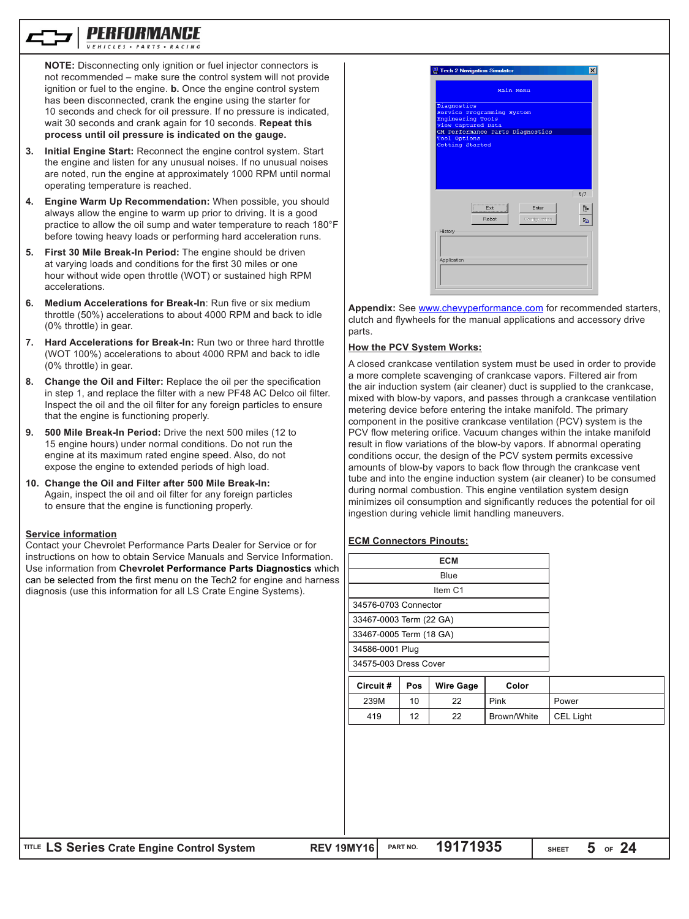**NOTE:** Disconnecting only ignition or fuel injector connectors is not recommended – make sure the control system will not provide ignition or fuel to the engine. **b.** Once the engine control system has been disconnected, crank the engine using the starter for 10 seconds and check for oil pressure. If no pressure is indicated, wait 30 seconds and crank again for 10 seconds. **Repeat this process until oil pressure is indicated on the gauge.**

3. **Initial Engine Start:** Reconnect the engine control system. Start the engine and listen for any unusual noises. If no unusual noises are noted, run the engine at approximately 1000 RPM until normal operating temperature is reached.
4. **Engine Warm Up Recommendation:** When possible, you should always allow the engine to warm up prior to driving. It is a good practice to allow the oil sump and water temperature to reach 180°F before towing heavy loads or performing hard acceleration runs.
5. **First 30 Mile Break-In Period:** The engine should be driven at varying loads and conditions for the first 30 miles or one hour without wide open throttle (WOT) or sustained high RPM accelerations.
6. **Medium Accelerations for Break-In**: Run five or six medium throttle (50%) accelerations to about 4000 RPM and back to idle (0% throttle) in gear.
7. **Hard Accelerations for Break-In:** Run two or three hard throttle (WOT 100%) accelerations to about 4000 RPM and back to idle (0% throttle) in gear.
8. **Change the Oil and Filter:** Replace the oil per the specification in step 1, and replace the filter with a new PF48 AC Delco oil filter. Inspect the oil and the oil filter for any foreign particles to ensure that the engine is functioning properly.
9. **500 Mile Break-In Period:** Drive the next 500 miles (12 to 15 engine hours) under normal conditions. Do not run the engine at its maximum rated engine speed. Also, do not expose the engine to extended periods of high load.
10. **Change the Oil and Filter after 500 Mile Break-In:** Again, inspect the oil and oil filter for any foreign particles to ensure that the engine is functioning properly.

## Service information

Contact your Chevrolet Performance Parts Dealer for Service or for instructions on how to obtain Service Manuals and Service Information. Use information from **Chevrolet Performance Parts Diagnostics** which can be selected from the first menu on the Tech2 for engine and harness diagnosis (use this information for all LS Crate Engine Systems).

Tech 2 Navigation Simulator

Main Menu

Diagnostics
Service Programming System
Engineering Tools
View Captured Data
GM Performance Parts Diagnostics
Tool Options
Getting Started

**Appendix:** See www.chevyperformance.com for recommended starters, clutch and flywheels for the manual applications and accessory drive parts.

## How the PCV System Works:

A closed crankcase ventilation system must be used in order to provide a more complete scavenging of crankcase vapors. Filtered air from the air induction system (air cleaner) duct is supplied to the crankcase, mixed with blow-by vapors, and passes through a crankcase ventilation metering device before entering the intake manifold. The primary component in the positive crankcase ventilation (PCV) system is the PCV flow metering orifice. Vacuum changes within the intake manifold result in flow variations of the blow-by vapors. If abnormal operating conditions occur, the design of the PCV system permits excessive amounts of blow-by vapors to back flow through the crankcase vent tube and into the engine induction system (air cleaner) to be consumed during normal combustion. This engine ventilation system design minimizes oil consumption and significantly reduces the potential for oil ingestion during vehicle limit handling maneuvers.

## ECM Connectors Pinouts:

| ECM |
|---|
| Blue |
| Item C1 |
| 34576-0703 Connector |
| 33467-0003 Term (22 GA) |
| 33467-0005 Term (18 GA) |
| 34586-0001 Plug |
| 34575-003 Dress Cover |

| Circuit # | Pos | Wire Gage | Color | |
|---|---|---|---|---|
| 239M | 10 | 22 | Pink | Power |
| 419 | 12 | 22 | Brown/White | CEL Light |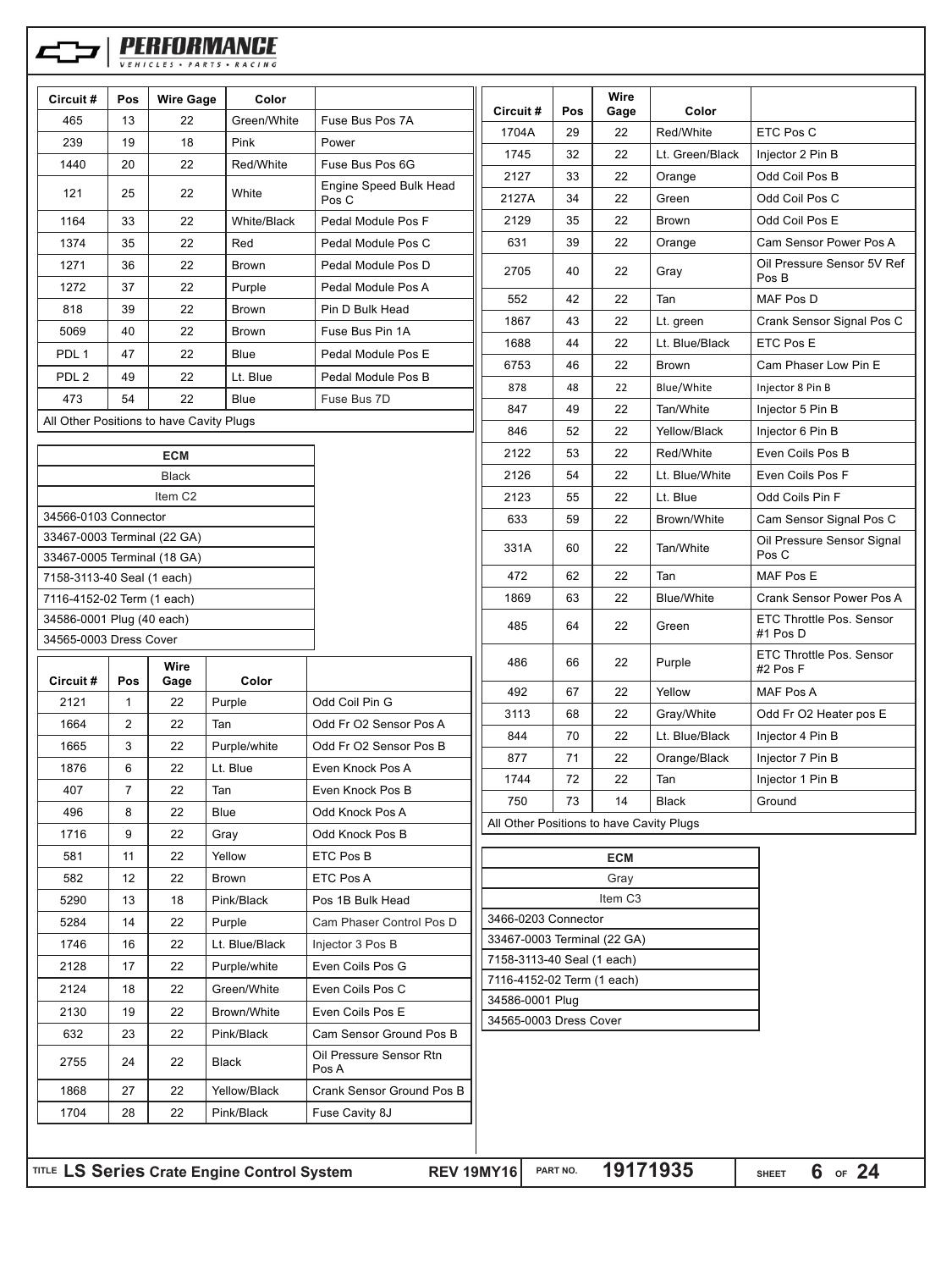| Circuit # | Pos | Wire Gage | Color | |
|---|---|---|---|---|
| 465 | 13 | 22 | Green/White | Fuse Bus Pos 7A |
| 239 | 19 | 18 | Pink | Power |
| 1440 | 20 | 22 | Red/White | Fuse Bus Pos 6G |
| 121 | 25 | 22 | White | Engine Speed Bulk Head Pos C |
| 1164 | 33 | 22 | White/Black | Pedal Module Pos F |
| 1374 | 35 | 22 | Red | Pedal Module Pos C |
| 1271 | 36 | 22 | Brown | Pedal Module Pos D |
| 1272 | 37 | 22 | Purple | Pedal Module Pos A |
| 818 | 39 | 22 | Brown | Pin D Bulk Head |
| 5069 | 40 | 22 | Brown | Fuse Bus Pin 1A |
| PDL 1 | 47 | 22 | Blue | Pedal Module Pos E |
| PDL 2 | 49 | 22 | Lt. Blue | Pedal Module Pos B |
| 473 | 54 | 22 | Blue | Fuse Bus 7D |
| All Other Positions to have Cavity Plugs | | | | |

| ECM |
|---|
| Black |
| Item C2 |
| 34566-0103 Connector |
| 33467-0003 Terminal (22 GA) |
| 33467-0005 Terminal (18 GA) |
| 7158-3113-40 Seal (1 each) |
| 7116-4152-02 Term (1 each) |
| 34586-0001 Plug (40 each) |
| 34565-0003 Dress Cover |

| Circuit # | Pos | Wire Gage | Color | |
|---|---|---|---|---|
| 2121 | 1 | 22 | Purple | Odd Coil Pin G |
| 1664 | 2 | 22 | Tan | Odd Fr O2 Sensor Pos A |
| 1665 | 3 | 22 | Purple/white | Odd Fr O2 Sensor Pos B |
| 1876 | 6 | 22 | Lt. Blue | Even Knock Pos A |
| 407 | 7 | 22 | Tan | Even Knock Pos B |
| 496 | 8 | 22 | Blue | Odd Knock Pos A |
| 1716 | 9 | 22 | Gray | Odd Knock Pos B |
| 581 | 11 | 22 | Yellow | ETC Pos B |
| 582 | 12 | 22 | Brown | ETC Pos A |
| 5290 | 13 | 18 | Pink/Black | Pos 1B Bulk Head |
| 5284 | 14 | 22 | Purple | Cam Phaser Control Pos D |
| 1746 | 16 | 22 | Lt. Blue/Black | Injector 3 Pos B |
| 2128 | 17 | 22 | Purple/white | Even Coils Pos G |
| 2124 | 18 | 22 | Green/White | Even Coils Pos C |
| 2130 | 19 | 22 | Brown/White | Even Coils Pos E |
| 632 | 23 | 22 | Pink/Black | Cam Sensor Ground Pos B |
| 2755 | 24 | 22 | Black | Oil Pressure Sensor Rtn Pos A |
| 1868 | 27 | 22 | Yellow/Black | Crank Sensor Ground Pos B |
| 1704 | 28 | 22 | Pink/Black | Fuse Cavity 8J |
| 1704A | 29 | 22 | Red/White | ETC Pos C |
| 1745 | 32 | 22 | Lt. Green/Black | Injector 2 Pin B |
| 2127 | 33 | 22 | Orange | Odd Coil Pos B |
| 2127A | 34 | 22 | Green | Odd Coil Pos C |
| 2129 | 35 | 22 | Brown | Odd Coil Pos E |
| 631 | 39 | 22 | Orange | Cam Sensor Power Pos A |
| 2705 | 40 | 22 | Gray | Oil Pressure Sensor 5V Ref Pos B |
| 552 | 42 | 22 | Tan | MAF Pos D |
| 1867 | 43 | 22 | Lt. green | Crank Sensor Signal Pos C |
| 1688 | 44 | 22 | Lt. Blue/Black | ETC Pos E |
| 6753 | 46 | 22 | Brown | Cam Phaser Low Pin E |
| 878 | 48 | 22 | Blue/White | Injector 8 Pin B |
| 847 | 49 | 22 | Tan/White | Injector 5 Pin B |
| 846 | 52 | 22 | Yellow/Black | Injector 6 Pin B |
| 2122 | 53 | 22 | Red/White | Even Coils Pos B |
| 2126 | 54 | 22 | Lt. Blue/White | Even Coils Pos F |
| 2123 | 55 | 22 | Lt. Blue | Odd Coils Pin F |
| 633 | 59 | 22 | Brown/White | Cam Sensor Signal Pos C |
| 331A | 60 | 22 | Tan/White | Oil Pressure Sensor Signal Pos C |
| 472 | 62 | 22 | Tan | MAF Pos E |
| 1869 | 63 | 22 | Blue/White | Crank Sensor Power Pos A |
| 485 | 64 | 22 | Green | ETC Throttle Pos. Sensor #1 Pos D |
| 486 | 66 | 22 | Purple | ETC Throttle Pos. Sensor #2 Pos F |
| 492 | 67 | 22 | Yellow | MAF Pos A |
| 3113 | 68 | 22 | Gray/White | Odd Fr O2 Heater pos E |
| 844 | 70 | 22 | Lt. Blue/Black | Injector 4 Pin B |
| 877 | 71 | 22 | Orange/Black | Injector 7 Pin B |
| 1744 | 72 | 22 | Tan | Injector 1 Pin B |
| 750 | 73 | 14 | Black | Ground |
| All Other Positions to have Cavity Plugs | | | | |

| ECM |
|---|
| Gray |
| Item C3 |
| 3466-0203 Connector |
| 33467-0003 Terminal (22 GA) |
| 7158-3113-40 Seal (1 each) |
| 7116-4152-02 Term (1 each) |
| 34586-0001 Plug |
| 34565-0003 Dress Cover |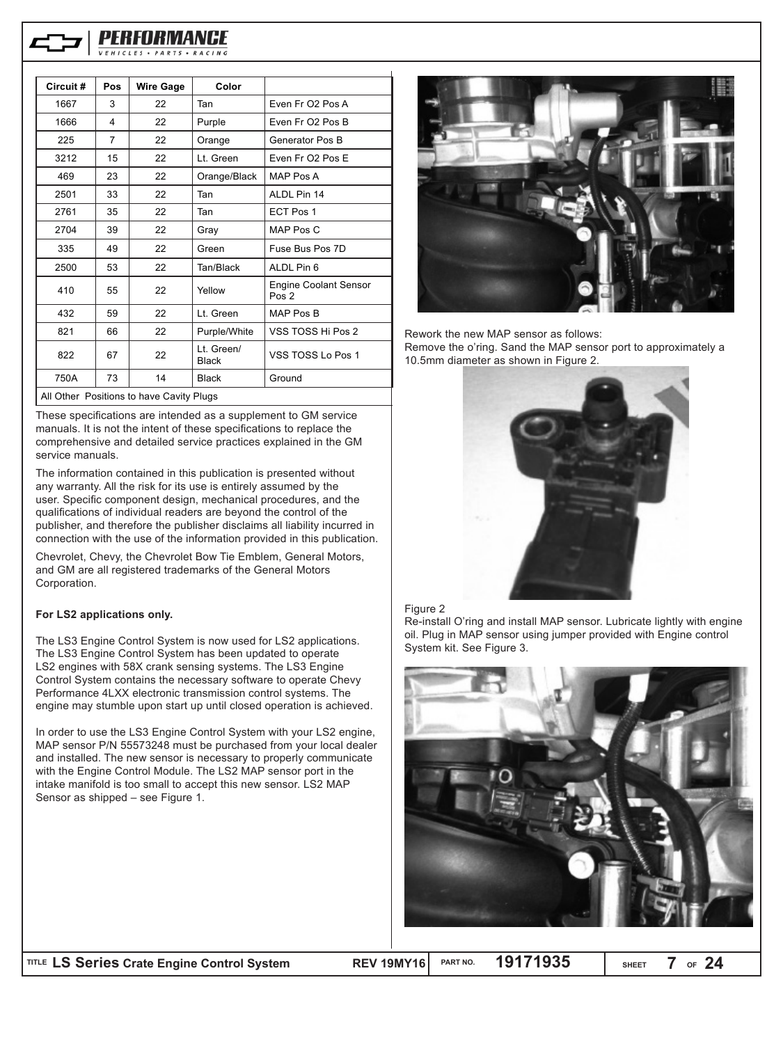| Circuit # | Pos | Wire Gage | Color | |
|---|---|---|---|---|
| 1667 | 3 | 22 | Tan | Even Fr O2 Pos A |
| 1666 | 4 | 22 | Purple | Even Fr O2 Pos B |
| 225 | 7 | 22 | Orange | Generator Pos B |
| 3212 | 15 | 22 | Lt. Green | Even Fr O2 Pos E |
| 469 | 23 | 22 | Orange/Black | MAP Pos A |
| 2501 | 33 | 22 | Tan | ALDL Pin 14 |
| 2761 | 35 | 22 | Tan | ECT Pos 1 |
| 2704 | 39 | 22 | Gray | MAP Pos C |
| 335 | 49 | 22 | Green | Fuse Bus Pos 7D |
| 2500 | 53 | 22 | Tan/Black | ALDL Pin 6 |
| 410 | 55 | 22 | Yellow | Engine Coolant Sensor Pos 2 |
| 432 | 59 | 22 | Lt. Green | MAP Pos B |
| 821 | 66 | 22 | Purple/White | VSS TOSS Hi Pos 2 |
| 822 | 67 | 22 | Lt. Green/ Black | VSS TOSS Lo Pos 1 |
| 750A | 73 | 14 | Black | Ground |
| All Other Positions to have Cavity Plugs | | | | |

These specifications are intended as a supplement to GM service manuals. It is not the intent of these specifications to replace the comprehensive and detailed service practices explained in the GM service manuals.

The information contained in this publication is presented without any warranty. All the risk for its use is entirely assumed by the user. Specific component design, mechanical procedures, and the qualifications of individual readers are beyond the control of the publisher, and therefore the publisher disclaims all liability incurred in connection with the use of the information provided in this publication.

Chevrolet, Chevy, the Chevrolet Bow Tie Emblem, General Motors, and GM are all registered trademarks of the General Motors Corporation.

**For LS2 applications only.**

The LS3 Engine Control System is now used for LS2 applications. The LS3 Engine Control System has been updated to operate LS2 engines with 58X crank sensing systems. The LS3 Engine Control System contains the necessary software to operate Chevy Performance 4LXX electronic transmission control systems. The engine may stumble upon start up until closed operation is achieved.

In order to use the LS3 Engine Control System with your LS2 engine, MAP sensor P/N 55573248 must be purchased from your local dealer and installed. The new sensor is necessary to properly communicate with the Engine Control Module. The LS2 MAP sensor port in the intake manifold is too small to accept this new sensor. LS2 MAP Sensor as shipped – see Figure 1.

Rework the new MAP sensor as follows:
Remove the o'ring. Sand the MAP sensor port to approximately a 10.5mm diameter as shown in Figure 2.

Figure 2

Re-install O'ring and install MAP sensor. Lubricate lightly with engine oil. Plug in MAP sensor using jumper provided with Engine control System kit. See Figure 3.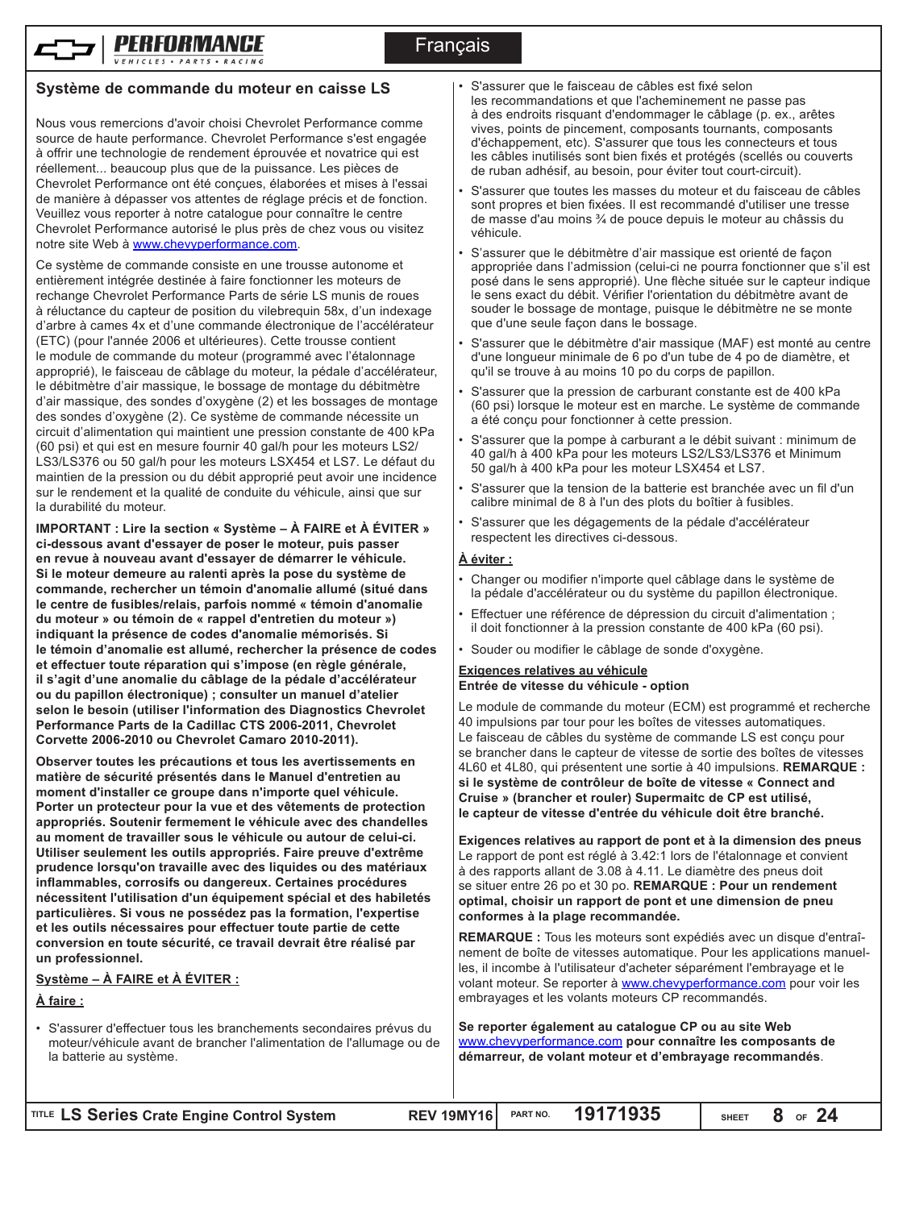## Système de commande du moteur en caisse LS

Nous vous remercions d'avoir choisi Chevrolet Performance comme source de haute performance. Chevrolet Performance s'est engagée à offrir une technologie de rendement éprouvée et novatrice qui est réellement... beaucoup plus que de la puissance. Les pièces de Chevrolet Performance ont été conçues, élaborées et mises à l'essai de manière à dépasser vos attentes de réglage précis et de fonction. Veuillez vous reporter à notre catalogue pour connaître le centre Chevrolet Performance autorisé le plus près de chez vous ou visitez notre site Web à www.chevyperformance.com.

Ce système de commande consiste en une trousse autonome et entièrement intégrée destinée à faire fonctionner les moteurs de rechange Chevrolet Performance Parts de série LS munis de roues à réluctance du capteur de position du vilebrequin 58x, d'un indexage d'arbre à cames 4x et d'une commande électronique de l'accélérateur (ETC) (pour l'année 2006 et ultérieures). Cette trousse contient le module de commande du moteur (programmé avec l'étalonnage approprié), le faisceau de câblage du moteur, la pédale d'accélérateur, le débitmètre d'air massique, le bossage de montage du débitmètre d'air massique, des sondes d'oxygène (2) et les bossages de montage des sondes d'oxygène (2). Ce système de commande nécessite un circuit d'alimentation qui maintient une pression constante de 400 kPa (60 psi) et qui est en mesure fournir 40 gal/h pour les moteurs LS2/LS3/LS376 ou 50 gal/h pour les moteurs LSX454 et LS7. Le défaut du maintien de la pression ou du débit approprié peut avoir une incidence sur le rendement et la qualité de conduite du véhicule, ainsi que sur la durabilité du moteur.

**IMPORTANT : Lire la section « Système – À FAIRE et À ÉVITER » ci-dessous avant d'essayer de poser le moteur, puis passer en revue à nouveau avant d'essayer de démarrer le véhicule. Si le moteur demeure au ralenti après la pose du système de commande, rechercher un témoin d'anomalie allumé (situé dans le centre de fusibles/relais, parfois nommé « témoin d'anomalie du moteur » ou témoin de « rappel d'entretien du moteur ») indiquant la présence de codes d'anomalie mémorisés. Si le témoin d'anomalie est allumé, rechercher la présence de codes et effectuer toute réparation qui s'impose (en règle générale, il s'agit d'une anomalie du câblage de la pédale d'accélérateur ou du papillon électronique) ; consulter un manuel d'atelier selon le besoin (utiliser l'information des Diagnostics Chevrolet Performance Parts de la Cadillac CTS 2006-2011, Chevrolet Corvette 2006-2010 ou Chevrolet Camaro 2010-2011).**

**Observer toutes les précautions et tous les avertissements en matière de sécurité présentés dans le Manuel d'entretien au moment d'installer ce groupe dans n'importe quel véhicule. Porter un protecteur pour la vue et des vêtements de protection appropriés. Soutenir fermement le véhicule avec des chandelles au moment de travailler sous le véhicule ou autour de celui-ci. Utiliser seulement les outils appropriés. Faire preuve d'extrême prudence lorsqu'on travaille avec des liquides ou des matériaux inflammables, corrosifs ou dangereux. Certaines procédures nécessitent l'utilisation d'un équipement spécial et des habiletés particulières. Si vous ne possédez pas la formation, l'expertise et les outils nécessaires pour effectuer toute partie de cette conversion en toute sécurité, ce travail devrait être réalisé par un professionnel.**

**Système – À FAIRE et À ÉVITER :**

**À faire :**

- S'assurer d'effectuer tous les branchements secondaires prévus du moteur/véhicule avant de brancher l'alimentation de l'allumage ou de la batterie au système.
- S'assurer que le faisceau de câbles est fixé selon les recommandations et que l'acheminement ne passe pas à des endroits risquant d'endommager le câblage (p. ex., arêtes vives, points de pincement, composants tournants, composants d'échappement, etc). S'assurer que tous les connecteurs et tous les câbles inutilisés sont bien fixés et protégés (scellés ou couverts de ruban adhésif, au besoin, pour éviter tout court-circuit).
- S'assurer que toutes les masses du moteur et du faisceau de câbles sont propres et bien fixées. Il est recommandé d'utiliser une tresse de masse d'au moins ¾ de pouce depuis le moteur au châssis du véhicule.
- S'assurer que le débitmètre d'air massique est orienté de façon appropriée dans l'admission (celui-ci ne pourra fonctionner que s'il est posé dans le sens approprié). Une flèche située sur le capteur indique le sens exact du débit. Vérifier l'orientation du débitmètre avant de souder le bossage de montage, puisque le débitmètre ne se monte que d'une seule façon dans le bossage.
- S'assurer que le débitmètre d'air massique (MAF) est monté au centre d'une longueur minimale de 6 po d'un tube de 4 po de diamètre, et qu'il se trouve à au moins 10 po du corps de papillon.
- S'assurer que la pression de carburant constante est de 400 kPa (60 psi) lorsque le moteur est en marche. Le système de commande a été conçu pour fonctionner à cette pression.
- S'assurer que la pompe à carburant a le débit suivant : minimum de 40 gal/h à 400 kPa pour les moteurs LS2/LS3/LS376 et Minimum 50 gal/h à 400 kPa pour les moteur LSX454 et LS7.
- S'assurer que la tension de la batterie est branchée avec un fil d'un calibre minimal de 8 à l'un des plots du boîtier à fusibles.
- S'assurer que les dégagements de la pédale d'accélérateur respectent les directives ci-dessous.

**À éviter :**

- Changer ou modifier n'importe quel câblage dans le système de la pédale d'accélérateur ou du système du papillon électronique.
- Effectuer une référence de dépression du circuit d'alimentation ; il doit fonctionner à la pression constante de 400 kPa (60 psi).
- Souder ou modifier le câblage de sonde d'oxygène.

**Exigences relatives au véhicule**

**Entrée de vitesse du véhicule - option**

Le module de commande du moteur (ECM) est programmé et recherche 40 impulsions par tour pour les boîtes de vitesses automatiques. Le faisceau de câbles du système de commande LS est conçu pour se brancher dans le capteur de vitesse de sortie des boîtes de vitesses 4L60 et 4L80, qui présentent une sortie à 40 impulsions. **REMARQUE : si le système de contrôleur de boîte de vitesse « Connect and Cruise » (brancher et rouler) Supermaitc de CP est utilisé, le capteur de vitesse d'entrée du véhicule doit être branché.**

**Exigences relatives au rapport de pont et à la dimension des pneus**

Le rapport de pont est réglé à 3.42:1 lors de l'étalonnage et convient à des rapports allant de 3.08 à 4.11. Le diamètre des pneus doit se situer entre 26 po et 30 po. **REMARQUE : Pour un rendement optimal, choisir un rapport de pont et une dimension de pneu conformes à la plage recommandée.**

**REMARQUE :** Tous les moteurs sont expédiés avec un disque d'entraînement de boîte de vitesses automatique. Pour les applications manuelles, il incombe à l'utilisateur d'acheter séparément l'embrayage et le volant moteur. Se reporter à www.chevyperformance.com pour voir les embrayages et les volants moteurs CP recommandés.

**Se reporter également au catalogue CP ou au site Web www.chevyperformance.com pour connaître les composants de démarreur, de volant moteur et d'embrayage recommandés.**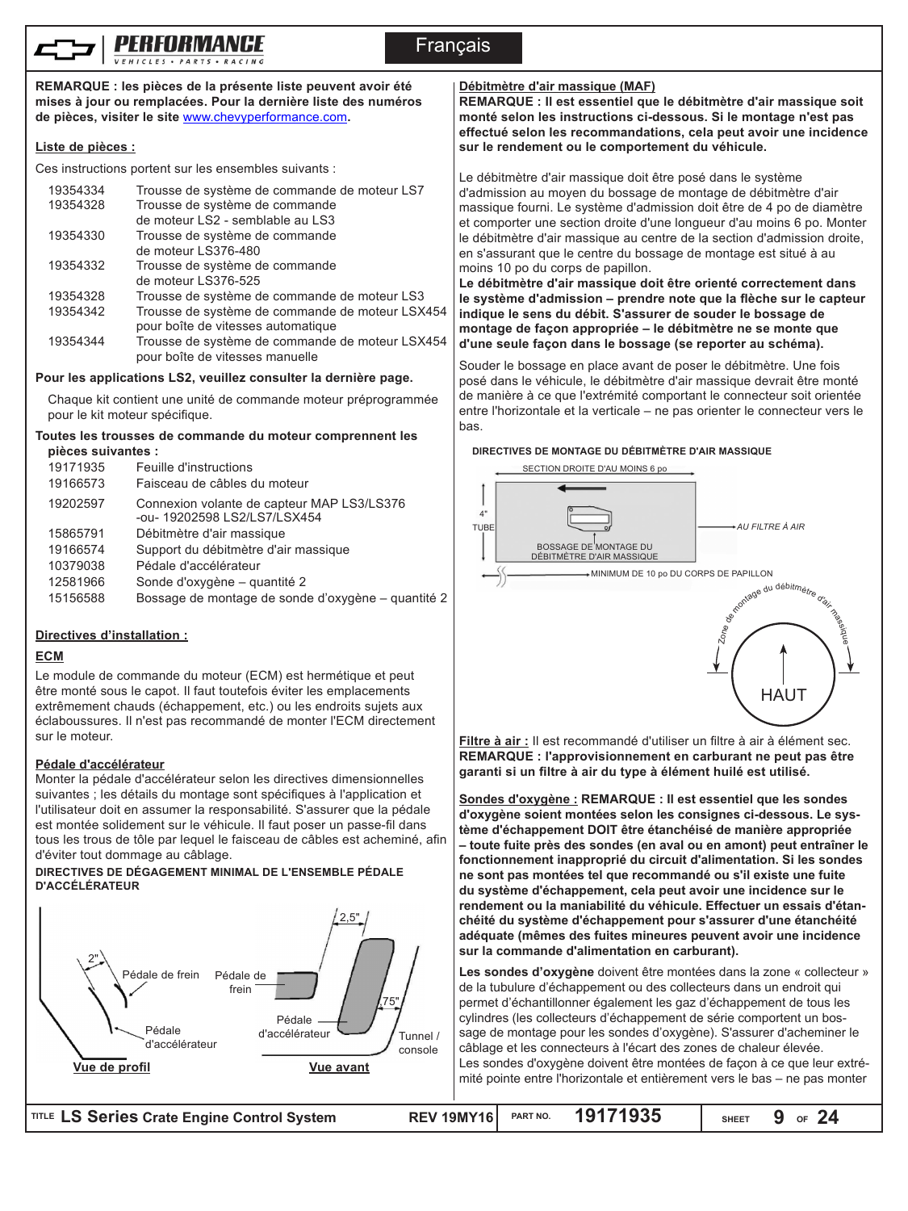**REMARQUE : les pièces de la présente liste peuvent avoir été mises à jour ou remplacées. Pour la dernière liste des numéros de pièces, visiter le site www.chevyperformance.com.**

**Liste de pièces :**

Ces instructions portent sur les ensembles suivants :

| | |
|---|---|
| 19354334 | Trousse de système de commande de moteur LS7 |
| 19354328 | Trousse de système de commande de moteur LS2 - semblable au LS3 |
| 19354330 | Trousse de système de commande de moteur LS376-480 |
| 19354332 | Trousse de système de commande de moteur LS376-525 |
| 19354328 | Trousse de système de commande de moteur LS3 |
| 19354342 | Trousse de système de commande de moteur LSX454 pour boîte de vitesses automatique |
| 19354344 | Trousse de système de commande de moteur LSX454 pour boîte de vitesses manuelle |

**Pour les applications LS2, veuillez consulter la dernière page.**

Chaque kit contient une unité de commande moteur préprogrammée pour le kit moteur spécifique.

**Toutes les trousses de commande du moteur comprennent les pièces suivantes :**

| | |
|---|---|
| 19171935 | Feuille d'instructions |
| 19166573 | Faisceau de câbles du moteur |
| 19202597 | Connexion volante de capteur MAP LS3/LS376 -ou- 19202598 LS2/LS7/LSX454 |
| 15865791 | Débitmètre d'air massique |
| 19166574 | Support du débitmètre d'air massique |
| 10379038 | Pédale d'accélérateur |
| 12581966 | Sonde d'oxygène – quantité 2 |
| 15156588 | Bossage de montage de sonde d'oxygène – quantité 2 |

**Directives d'installation :**

**ECM**

Le module de commande du moteur (ECM) est hermétique et peut être monté sous le capot. Il faut toutefois éviter les emplacements extrêmement chauds (échappement, etc.) ou les endroits sujets aux éclaboussures. Il n'est pas recommandé de monter l'ECM directement sur le moteur.

**Pédale d'accélérateur**

Monter la pédale d'accélérateur selon les directives dimensionnelles suivantes ; les détails du montage sont spécifiques à l'application et l'utilisateur doit en assumer la responsabilité. S'assurer que la pédale est montée solidement sur le véhicule. Il faut poser un passe-fil dans tous les trous de tôle par lequel le faisceau de câbles est acheminé, afin d'éviter tout dommage au câblage.

**DIRECTIVES DE DÉGAGEMENT MINIMAL DE L'ENSEMBLE PÉDALE D'ACCÉLÉRATEUR**

2" — Pédale de frein — Pédale d'accélérateur — **Vue de profil**

2,5" — Pédale de frein — .75" — Pédale d'accélérateur — Tunnel / console — **Vue avant**

**Débitmètre d'air massique (MAF)**

**REMARQUE : Il est essentiel que le débitmètre d'air massique soit monté selon les instructions ci-dessous. Si le montage n'est pas effectué selon les recommandations, cela peut avoir une incidence sur le rendement ou le comportement du véhicule.**

Le débitmètre d'air massique doit être posé dans le système d'admission au moyen du bossage de montage de débitmètre d'air massique fourni. Le système d'admission doit être de 4 po de diamètre et comporter une section droite d'une longueur d'au moins 6 po. Monter le débitmètre d'air massique au centre de la section d'admission droite, en s'assurant que le centre du bossage de montage est situé à au moins 10 po du corps de papillon.
**Le débitmètre d'air massique doit être orienté correctement dans le système d'admission – prendre note que la flèche sur le capteur indique le sens du débit. S'assurer de souder le bossage de montage de façon appropriée – le débitmètre ne se monte que d'une seule façon dans le bossage (se reporter au schéma).**

Souder le bossage en place avant de poser le débitmètre. Une fois posé dans le véhicule, le débitmètre d'air massique devrait être monté de manière à ce que l'extrémité comportant le connecteur soit orientée entre l'horizontale et la verticale – ne pas orienter le connecteur vers le bas.

**DIRECTIVES DE MONTAGE DU DÉBITMÈTRE D'AIR MASSIQUE**

SECTION DROITE D'AU MOINS 6 po — 4" TUBE — BOSSAGE DE MONTAGE DU DÉBITMÈTRE D'AIR MASSIQUE — AU FILTRE À AIR — MINIMUM DE 10 po DU CORPS DE PAPILLON — Zone de montage du débitmètre d'air massique — HAUT

**Filtre à air :** Il est recommandé d'utiliser un filtre à air à élément sec. **REMARQUE : l'approvisionnement en carburant ne peut pas être garanti si un filtre à air du type à élément huilé est utilisé.**

**Sondes d'oxygène : REMARQUE : Il est essentiel que les sondes d'oxygène soient montées selon les consignes ci-dessous. Le système d'échappement DOIT être étanchéisé de manière appropriée – toute fuite près des sondes (en aval ou en amont) peut entraîner le fonctionnement inapproprié du circuit d'alimentation. Si les sondes ne sont pas montées tel que recommandé ou s'il existe une fuite du système d'échappement, cela peut avoir une incidence sur le rendement ou la maniabilité du véhicule. Effectuer un essais d'étanchéité du système d'échappement pour s'assurer d'une étanchéité adéquate (même des fuites mineures peuvent avoir une incidence sur la commande d'alimentation en carburant).**

**Les sondes d'oxygène** doivent être montées dans la zone « collecteur » de la tubulure d'échappement ou des collecteurs dans un endroit qui permet d'échantillonner également les gaz d'échappement de tous les cylindres (les collecteurs d'échappement de série comportent un bossage de montage pour les sondes d'oxygène). S'assurer d'acheminer le câblage et les connecteurs à l'écart des zones de chaleur élevée.
Les sondes d'oxygène doivent être montées de façon à ce que leur extrémité pointe entre l'horizontale et entièrement vers le bas – ne pas monter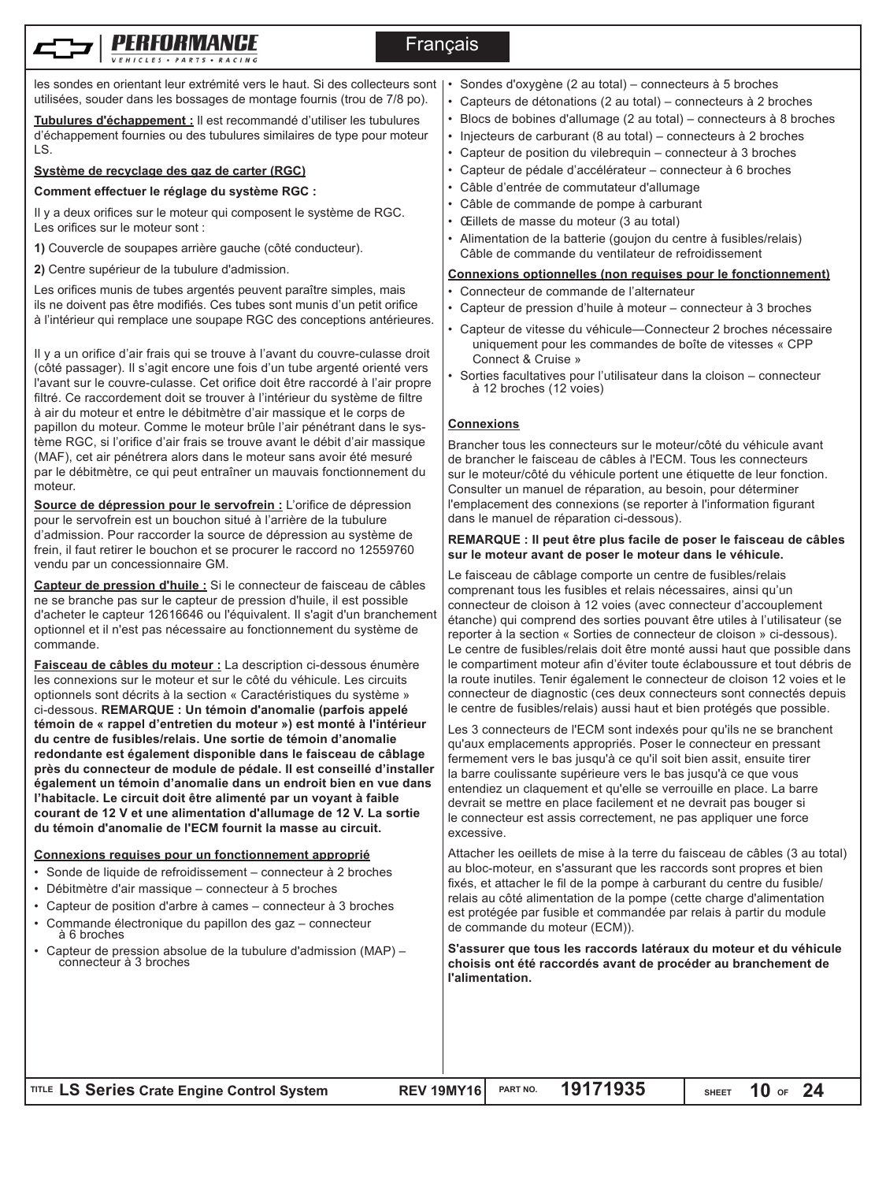les sondes en orientant leur extrémité vers le haut. Si des collecteurs sont utilisées, souder dans les bossages de montage fournis (trou de 7/8 po).

**Tubulures d'échappement :** Il est recommandé d'utiliser les tubulures d'échappement fournies ou des tubulures similaires de type pour moteur LS.

**Système de recyclage des gaz de carter (RGC)**

**Comment effectuer le réglage du système RGC :**

Il y a deux orifices sur le moteur qui composent le système de RGC. Les orifices sur le moteur sont :

**1)** Couvercle de soupapes arrière gauche (côté conducteur).

**2)** Centre supérieur de la tubulure d'admission.

Les orifices munis de tubes argentés peuvent paraître simples, mais ils ne doivent pas être modifiés. Ces tubes sont munis d'un petit orifice à l'intérieur qui remplace une soupape RGC des conceptions antérieures.

Il y a un orifice d'air frais qui se trouve à l'avant du couvre-culasse droit (côté passager). Il s'agit encore une fois d'un tube argenté orienté vers l'avant sur le couvre-culasse. Cet orifice doit être raccordé à l'air propre filtré. Ce raccordement doit se trouver à l'intérieur du système de filtre à air du moteur et entre le débitmètre d'air massique et le corps de papillon du moteur. Comme le moteur brûle l'air pénétrant dans le système RGC, si l'orifice d'air frais se trouve avant le débit d'air massique (MAF), cet air pénétrera alors dans le moteur sans avoir été mesuré par le débitmètre, ce qui peut entraîner un mauvais fonctionnement du moteur.

**Source de dépression pour le servofrein :** L'orifice de dépression pour le servofrein est un bouchon situé à l'arrière de la tubulure d'admission. Pour raccorder la source de dépression au système de frein, il faut retirer le bouchon et se procurer le raccord no 12559760 vendu par un concessionnaire GM.

**Capteur de pression d'huile :** Si le connecteur de faisceau de câbles ne se branche pas sur le capteur de pression d'huile, il est possible d'acheter le capteur 12616646 ou l'équivalent. Il s'agit d'un branchement optionnel et il n'est pas nécessaire au fonctionnement du système de commande.

**Faisceau de câbles du moteur :** La description ci-dessous énumère les connexions sur le moteur et sur le côté du véhicule. Les circuits optionnels sont décrits à la section « Caractéristiques du système » ci-dessous. **REMARQUE : Un témoin d'anomalie (parfois appelé témoin de « rappel d'entretien du moteur ») est monté à l'intérieur du centre de fusibles/relais. Une sortie de témoin d'anomalie redondante est également disponible dans le faisceau de câblage près du connecteur de module de pédale. Il est conseillé d'installer également un témoin d'anomalie dans un endroit bien en vue dans l'habitacle. Le circuit doit être alimenté par un voyant à faible courant de 12 V et une alimentation d'allumage de 12 V. La sortie du témoin d'anomalie de l'ECM fournit la masse au circuit.**

**Connexions requises pour un fonctionnement approprié**

- Sonde de liquide de refroidissement – connecteur à 2 broches
- Débitmètre d'air massique – connecteur à 5 broches
- Capteur de position d'arbre à cames – connecteur à 3 broches
- Commande électronique du papillon des gaz – connecteur à 6 broches
- Capteur de pression absolue de la tubulure d'admission (MAP) – connecteur à 3 broches
- Sondes d'oxygène (2 au total) – connecteurs à 5 broches
- Capteurs de détonations (2 au total) – connecteurs à 2 broches
- Blocs de bobines d'allumage (2 au total) – connecteurs à 8 broches
- Injecteurs de carburant (8 au total) – connecteurs à 2 broches
- Capteur de position du vilebrequin – connecteur à 3 broches
- Capteur de pédale d'accélérateur – connecteur à 6 broches
- Câble d'entrée de commutateur d'allumage
- Câble de commande de pompe à carburant
- Œillets de masse du moteur (3 au total)
- Alimentation de la batterie (goujon du centre à fusibles/relais) Câble de commande du ventilateur de refroidissement

**Connexions optionnelles (non requises pour le fonctionnement)**

- Connecteur de commande de l'alternateur
- Capteur de pression d'huile à moteur – connecteur à 3 broches
- Capteur de vitesse du véhicule—Connecteur 2 broches nécessaire uniquement pour les commandes de boîte de vitesses « CPP Connect & Cruise »
- Sorties facultatives pour l'utilisateur dans la cloison – connecteur à 12 broches (12 voies)

**Connexions**

Brancher tous les connecteurs sur le moteur/côté du véhicule avant de brancher le faisceau de câbles à l'ECM. Tous les connecteurs sur le moteur/côté du véhicule portent une étiquette de leur fonction. Consulter un manuel de réparation, au besoin, pour déterminer l'emplacement des connexions (se reporter à l'information figurant dans le manuel de réparation ci-dessous).

**REMARQUE : Il peut être plus facile de poser le faisceau de câbles sur le moteur avant de poser le moteur dans le véhicule.**

Le faisceau de câblage comporte un centre de fusibles/relais comprenant tous les fusibles et relais nécessaires, ainsi qu'un connecteur de cloison à 12 voies (avec connecteur d'accouplement étanche) qui comprend des sorties pouvant être utiles à l'utilisateur (se reporter à la section « Sorties de connecteur de cloison » ci-dessous). Le centre de fusibles/relais doit être monté aussi haut que possible dans le compartiment moteur afin d'éviter toute éclaboussure et tout débris de la route inutiles. Tenir également le connecteur de cloison 12 voies et le connecteur de diagnostic (ces deux connecteurs sont connectés depuis le centre de fusibles/relais) aussi haut et bien protégés que possible.

Les 3 connecteurs de l'ECM sont indexés pour qu'ils ne se branchent qu'aux emplacements appropriés. Poser le connecteur en pressant fermement vers le bas jusqu'à ce qu'il soit bien assit, ensuite tirer la barre coulissante supérieure vers le bas jusqu'à ce que vous entendiez un claquement et qu'elle se verrouille en place. La barre devrait se mettre en place facilement et ne devrait pas bouger si le connecteur est assis correctement, ne pas appliquer une force excessive.

Attacher les oeillets de mise à la terre du faisceau de câbles (3 au total) au bloc-moteur, en s'assurant que les raccords sont propres et bien fixés, et attacher le fil de la pompe à carburant du centre du fusible/relais au côté alimentation de la pompe (cette charge d'alimentation est protégée par fusible et commandée par relais à partir du module de commande du moteur (ECM)).

**S'assurer que tous les raccords latéraux du moteur et du véhicule choisis ont été raccordés avant de procéder au branchement de l'alimentation.**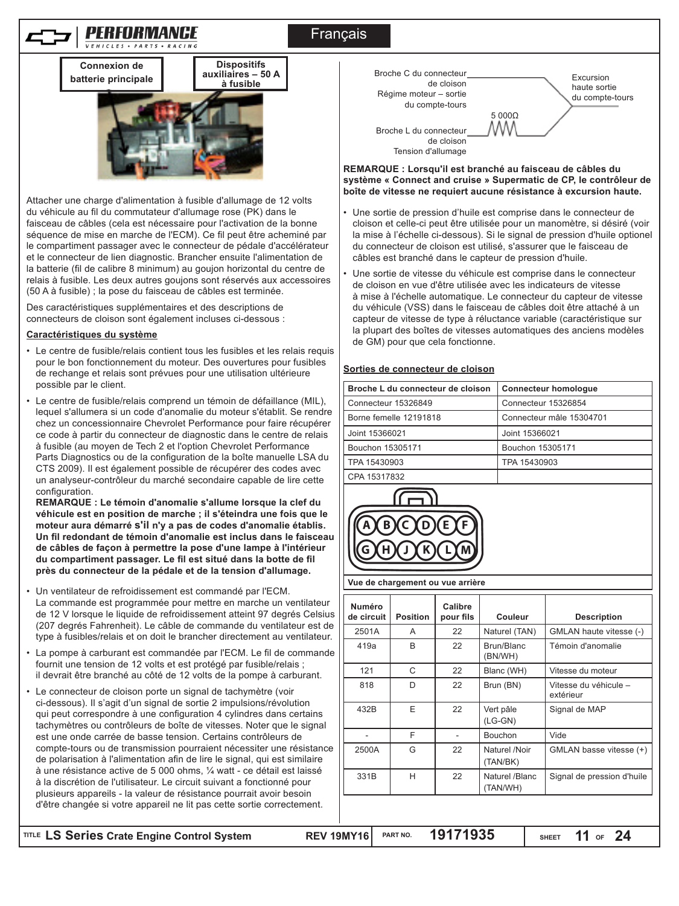Français

**Connexion de batterie principale**

**Dispositifs auxiliaires – 50 A à fusible**

Attacher une charge d'alimentation à fusible d'allumage de 12 volts du véhicule au fil du commutateur d'allumage rose (PK) dans le faisceau de câbles (cela est nécessaire pour l'activation de la bonne séquence de mise en marche de l'ECM). Ce fil peut être acheminé par le compartiment passager avec le connecteur de pédale d'accélérateur et le connecteur de lien diagnostic. Brancher ensuite l'alimentation de la batterie (fil de calibre 8 minimum) au goujon horizontal du centre de relais à fusible. Les deux autres goujons sont réservés aux accessoires (50 A à fusible) ; la pose du faisceau de câbles est terminée.

Des caractéristiques supplémentaires et des descriptions de connecteurs de cloison sont également incluses ci-dessous :

**Caractéristiques du système**

- Le centre de fusible/relais contient tous les fusibles et les relais requis pour le bon fonctionnement du moteur. Des ouvertures pour fusibles de rechange et relais sont prévues pour une utilisation ultérieure possible par le client.
- Le centre de fusible/relais comprend un témoin de défaillance (MIL), lequel s'allumera si un code d'anomalie du moteur s'établit. Se rendre chez un concessionnaire Chevrolet Performance pour faire récupérer ce code à partir du connecteur de diagnostic dans le centre de relais à fusible (au moyen de Tech 2 et l'option Chevrolet Performance Parts Diagnostics ou de la configuration de la boîte manuelle LSA du CTS 2009). Il est également possible de récupérer des codes avec un analyseur-contrôleur du marché secondaire capable de lire cette configuration.
  **REMARQUE : Le témoin d'anomalie s'allume lorsque la clef du véhicule est en position de marche ; il s'éteindra une fois que le moteur aura démarré s'il n'y a pas de codes d'anomalie établis. Un fil redondant de témoin d'anomalie est inclus dans le faisceau de câbles de façon à permettre la pose d'une lampe à l'intérieur du compartiment passager. Le fil est situé dans la botte de fil près du connecteur de la pédale et de la tension d'allumage.**
- Un ventilateur de refroidissement est commandé par l'ECM. La commande est programmée pour mettre en marche un ventilateur de 12 V lorsque le liquide de refroidissement atteint 97 degrés Celsius (207 degrés Fahrenheit). Le câble de commande du ventilateur est de type à fusibles/relais et on doit le brancher directement au ventilateur.
- La pompe à carburant est commandée par l'ECM. Le fil de commande fournit une tension de 12 volts et est protégé par fusible/relais ; il devrait être branché au côté de 12 volts de la pompe à carburant.
- Le connecteur de cloison porte un signal de tachymètre (voir ci-dessous). Il s'agit d'un signal de sortie 2 impulsions/révolution qui peut correspondre à une configuration 4 cylindres dans certains tachymètres ou contrôleurs de boîte de vitesses. Noter que le signal est une onde carrée de basse tension. Certains contrôleurs de compte-tours ou de transmission pourraient nécessiter une résistance de polarisation à l'alimentation afin de lire le signal, qui est similaire à une résistance active de 5 000 ohms, ¼ watt - ce détail est laissé à la discrétion de l'utilisateur. Le circuit suivant a fonctionné pour plusieurs appareils - la valeur de résistance pourrait avoir besoin d'être changée si votre appareil ne lit pas cette sortie correctement.

Broche C du connecteur de cloison Régime moteur – sortie du compte-tours

Broche L du connecteur de cloison Tension d'allumage

5 000Ω

Excursion haute sortie du compte-tours

**REMARQUE : Lorsqu'il est branché au faisceau de câbles du système « Connect and cruise » Supermatic de CP, le contrôleur de boîte de vitesse ne requiert aucune résistance à excursion haute.**

- Une sortie de pression d'huile est comprise dans le connecteur de cloison et celle-ci peut être utilisée pour un manomètre, si désiré (voir la mise à l'échelle ci-dessous). Si le signal de pression d'huile optionel du connecteur de cloison est utilisé, s'assurer que le faisceau de câbles est branché dans le capteur de pression d'huile.
- Une sortie de vitesse du véhicule est comprise dans le connecteur de cloison en vue d'être utilisée avec les indicateurs de vitesse à mise à l'échelle automatique. Le connecteur du capteur de vitesse du véhicule (VSS) dans le faisceau de câbles doit être attaché à un capteur de vitesse de type à réluctance variable (caractéristique sur la plupart des boîtes de vitesses automatiques des anciens modèles de GM) pour que cela fonctionne.

**Sorties de connecteur de cloison**

| Broche L du connecteur de cloison | Connecteur homologue |
|---|---|
| Connecteur 15326849 | Connecteur 15326854 |
| Borne femelle 12191818 | Connecteur mâle 15304701 |
| Joint 15366021 | Joint 15366021 |
| Bouchon 15305171 | Bouchon 15305171 |
| TPA 15430903 | TPA 15430903 |
| CPA 15317832 | |

A B C D E F
G H J K L M

Vue de chargement ou vue arrière

| Numéro de circuit | Position | Calibre pour fils | Couleur | Description |
|---|---|---|---|---|
| 2501A | A | 22 | Naturel (TAN) | GMLAN haute vitesse (-) |
| 419a | B | 22 | Brun/Blanc (BN/WH) | Témoin d'anomalie |
| 121 | C | 22 | Blanc (WH) | Vitesse du moteur |
| 818 | D | 22 | Brun (BN) | Vitesse du véhicule – extérieur |
| 432B | E | 22 | Vert pâle (LG-GN) | Signal de MAP |
| - | F | - | Bouchon | Vide |
| 2500A | G | 22 | Naturel /Noir (TAN/BK) | GMLAN basse vitesse (+) |
| 331B | H | 22 | Naturel /Blanc (TAN/WH) | Signal de pression d'huile |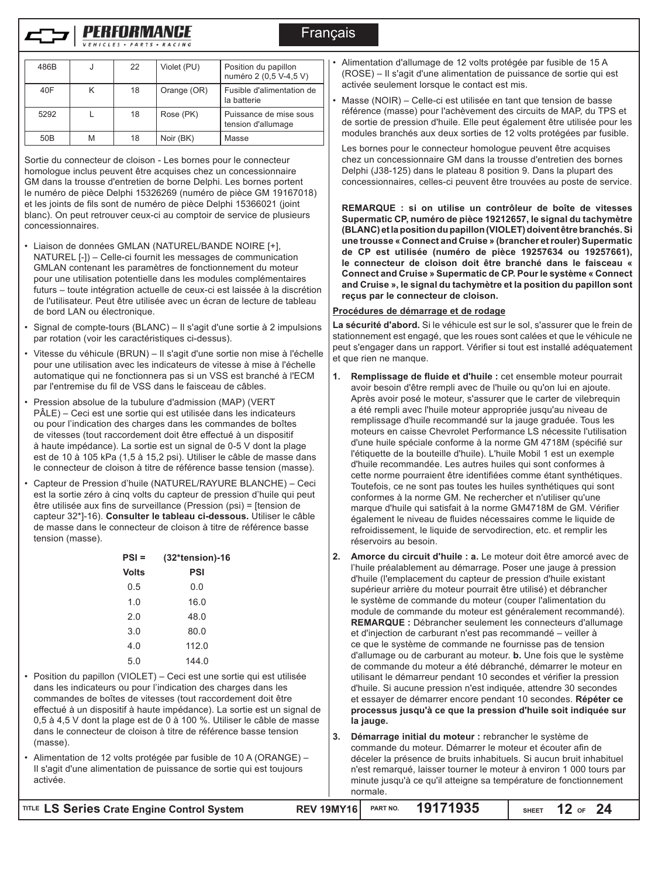| 486B | J | 22 | Violet (PU) | Position du papillon numéro 2 (0,5 V-4,5 V) |
|---|---|---|---|---|
| 40F | K | 18 | Orange (OR) | Fusible d'alimentation de la batterie |
| 5292 | L | 18 | Rose (PK) | Puissance de mise sous tension d'allumage |
| 50B | M | 18 | Noir (BK) | Masse |

Sortie du connecteur de cloison - Les bornes pour le connecteur homologue inclus peuvent être acquises chez un concessionnaire GM dans la trousse d'entretien de borne Delphi. Les bornes portent le numéro de pièce Delphi 15326269 (numéro de pièce GM 19167018) et les joints de fils sont de numéro de pièce Delphi 15366021 (joint blanc). On peut retrouver ceux-ci au comptoir de service de plusieurs concessionnaires.

- Liaison de données GMLAN (NATUREL/BANDE NOIRE [+], NATUREL [-]) – Celle-ci fournit les messages de communication GMLAN contenant les paramètres de fonctionnement du moteur pour une utilisation potentielle dans les modules complémentaires futurs – toute intégration actuelle de ceux-ci est laissée à la discrétion de l'utilisateur. Peut être utilisée avec un écran de lecture de tableau de bord LAN ou électronique.
- Signal de compte-tours (BLANC) – Il s'agit d'une sortie à 2 impulsions par rotation (voir les caractéristiques ci-dessus).
- Vitesse du véhicule (BRUN) – Il s'agit d'une sortie non mise à l'échelle pour une utilisation avec les indicateurs de vitesse à mise à l'échelle automatique qui ne fonctionnera pas si un VSS est branché à l'ECM par l'entremise du fil de VSS dans le faisceau de câbles.
- Pression absolue de la tubulure d'admission (MAP) (VERT PÂLE) – Ceci est une sortie qui est utilisée dans les indicateurs ou pour l'indication des charges dans les commandes de boîtes de vitesses (tout raccordement doit être effectué à un dispositif à haute impédance). La sortie est un signal de 0-5 V dont la plage est de 10 à 105 kPa (1,5 à 15,2 psi). Utiliser le câble de masse dans le connecteur de cloison à titre de référence basse tension (masse).
- Capteur de Pression d'huile (NATUREL/RAYURE BLANCHE) – Ceci est la sortie zéro à cinq volts du capteur de pression d'huile qui peut être utilisée aux fins de surveillance (Pression (psi) = [tension de capteur 32*]-16). **Consulter le tableau ci-dessous.** Utiliser le câble de masse dans le connecteur de cloison à titre de référence basse tension (masse).

| PSI = | (32*tension)-16 |
|---|---|
| **Volts** | **PSI** |
| 0.5 | 0.0 |
| 1.0 | 16.0 |
| 2.0 | 48.0 |
| 3.0 | 80.0 |
| 4.0 | 112.0 |
| 5.0 | 144.0 |

- Position du papillon (VIOLET) – Ceci est une sortie qui est utilisée dans les indicateurs ou pour l'indication des charges dans les commandes de boîtes de vitesses (tout raccordement doit être effectué à un dispositif à haute impédance). La sortie est un signal de 0,5 à 4,5 V dont la plage est de 0 à 100 %. Utiliser le câble de masse dans le connecteur de cloison à titre de référence basse tension (masse).
- Alimentation de 12 volts protégée par fusible de 10 A (ORANGE) – Il s'agit d'une alimentation de puissance de sortie qui est toujours activée.
- Alimentation d'allumage de 12 volts protégée par fusible de 15 A (ROSE) – Il s'agit d'une alimentation de puissance de sortie qui est activée seulement lorsque le contact est mis.
- Masse (NOIR) – Celle-ci est utilisée en tant que tension de basse référence (masse) pour l'achèvement des circuits de MAP, du TPS et de sortie de pression d'huile. Elle peut également être utilisée pour les modules branchés aux deux sorties de 12 volts protégées par fusible.

  Les bornes pour le connecteur homologue peuvent être acquises chez un concessionnaire GM dans la trousse d'entretien des bornes Delphi (J38-125) dans le plateau 8 position 9. Dans la plupart des concessionnaires, celles-ci peuvent être trouvées au poste de service.

**REMARQUE : si on utilise un contrôleur de boîte de vitesses Supermatic CP, numéro de pièce 19212657, le signal du tachymètre (BLANC) et la position du papillon (VIOLET) doivent être branchés. Si une trousse « Connect and Cruise » (brancher et rouler) Supermatic de CP est utilisée (numéro de pièce 19257634 ou 19257661), le connecteur de cloison doit être branché dans le faisceau « Connect and Cruise » Supermatic de CP. Pour le système « Connect and Cruise », le signal du tachymètre et la position du papillon sont reçus par le connecteur de cloison.**

## Procédures de démarrage et de rodage

**La sécurité d'abord.** Si le véhicule est sur le sol, s'assurer que le frein de stationnement est engagé, que les roues sont calées et que le véhicule ne peut s'engager dans un rapport. Vérifier si tout est installé adéquatement et que rien ne manque.

1. **Remplissage de fluide et d'huile :** cet ensemble moteur pourrait avoir besoin d'être rempli avec de l'huile ou qu'on lui en ajoute. Après avoir posé le moteur, s'assurer que le carter de vilebrequin a été rempli avec l'huile moteur appropriée jusqu'au niveau de remplissage d'huile recommandé sur la jauge graduée. Tous les moteurs en caisse Chevrolet Performance LS nécessite l'utilisation d'une huile spéciale conforme à la norme GM 4718M (spécifié sur l'étiquette de la bouteille d'huile). L'huile Mobil 1 est un exemple d'huile recommandée. Les autres huiles qui sont conformes à cette norme pourraient être identifiées comme étant synthétiques. Toutefois, ce ne sont pas toutes les huiles synthétiques qui sont conformes à la norme GM. Ne rechercher et n'utiliser qu'une marque d'huile qui satisfait à la norme GM4718M de GM. Vérifier également le niveau de fluides nécessaires comme le liquide de refroidissement, le liquide de servodirection, etc. et remplir les réservoirs au besoin.
2. **Amorce du circuit d'huile : a.** Le moteur doit être amorcé avec de l'huile préalablement au démarrage. Poser une jauge à pression d'huile (l'emplacement du capteur de pression d'huile existant supérieur arrière du moteur pourrait être utilisé) et débrancher le système de commande du moteur (couper l'alimentation du module de commande du moteur est généralement recommandé). **REMARQUE :** Débrancher seulement les connecteurs d'allumage et d'injection de carburant n'est pas recommandé – veiller à ce que le système de commande ne fournisse pas de tension d'allumage ou de carburant au moteur. **b.** Une fois que le système de commande du moteur a été débranché, démarrer le moteur en utilisant le démarreur pendant 10 secondes et vérifier la pression d'huile. Si aucune pression n'est indiquée, attendre 30 secondes et essayer de démarrer encore pendant 10 secondes. **Répéter ce processus jusqu'à ce que la pression d'huile soit indiquée sur la jauge.**
3. **Démarrage initial du moteur :** rebrancher le système de commande du moteur. Démarrer le moteur et écouter afin de déceler la présence de bruits inhabituels. Si aucun bruit inhabituel n'est remarqué, laisser tourner le moteur à environ 1 000 tours par minute jusqu'à ce qu'il atteigne sa température de fonctionnement normale.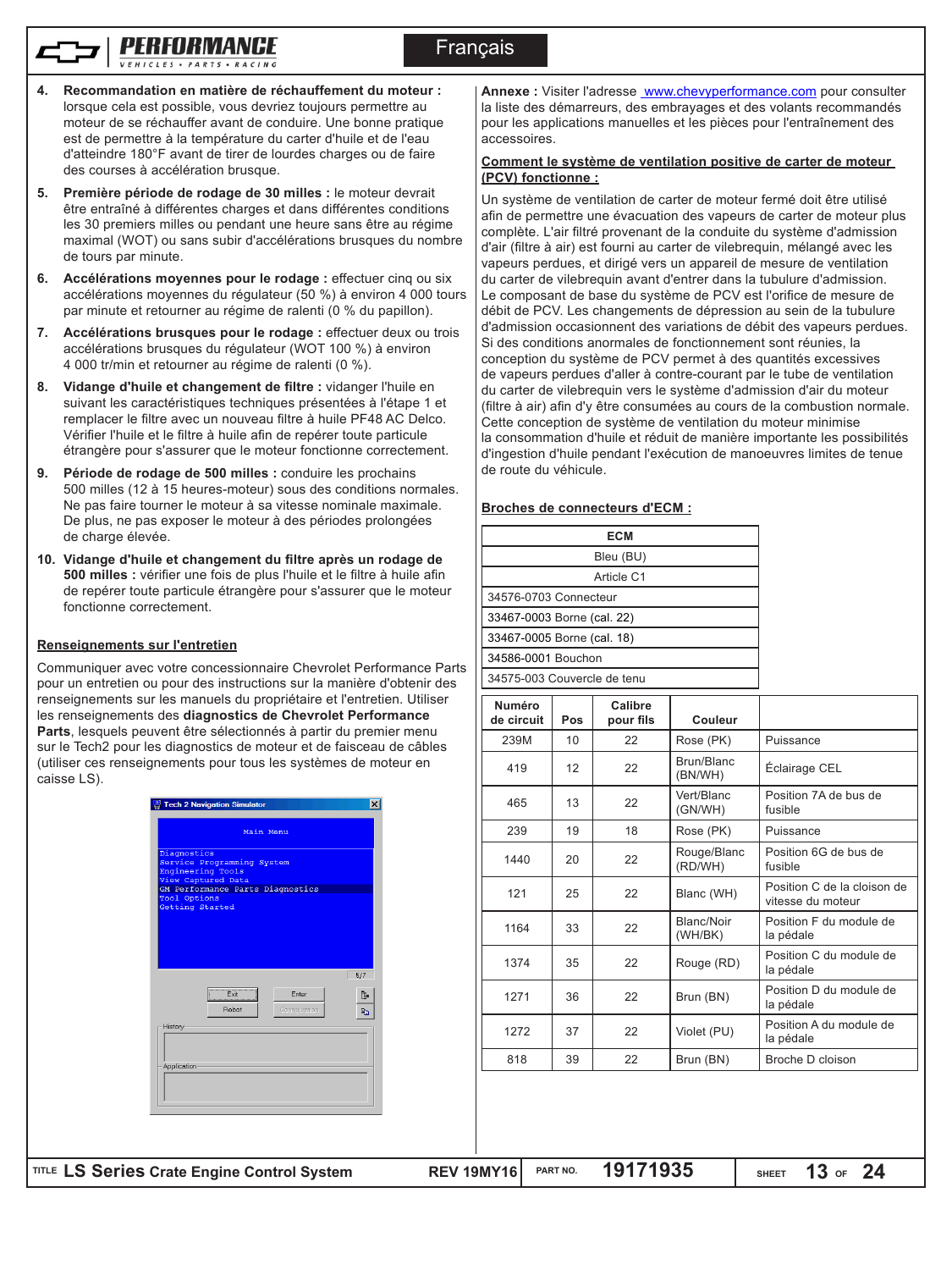4. **Recommandation en matière de réchauffement du moteur :** lorsque cela est possible, vous devriez toujours permettre au moteur de se réchauffer avant de conduire. Une bonne pratique est de permettre à la température du carter d'huile et de l'eau d'atteindre 180°F avant de tirer de lourdes charges ou de faire des courses à accélération brusque.
5. **Première période de rodage de 30 milles :** le moteur devrait être entraîné à différentes charges et dans différentes conditions les 30 premiers milles ou pendant une heure sans être au régime maximal (WOT) ou sans subir d'accélérations brusques du nombre de tours par minute.
6. **Accélérations moyennes pour le rodage :** effectuer cinq ou six accélérations moyennes du régulateur (50 %) à environ 4 000 tours par minute et retourner au régime de ralenti (0 % du papillon).
7. **Accélérations brusques pour le rodage :** effectuer deux ou trois accélérations brusques du régulateur (WOT 100 %) à environ 4 000 tr/min et retourner au régime de ralenti (0 %).
8. **Vidange d'huile et changement de filtre :** vidanger l'huile en suivant les caractéristiques techniques présentées à l'étape 1 et remplacer le filtre avec un nouveau filtre à huile PF48 AC Delco. Vérifier l'huile et le filtre à huile afin de repérer toute particule étrangère pour s'assurer que le moteur fonctionne correctement.
9. **Période de rodage de 500 milles :** conduire les prochains 500 milles (12 à 15 heures-moteur) sous des conditions normales. Ne pas faire tourner le moteur à sa vitesse nominale maximale. De plus, ne pas exposer le moteur à des périodes prolongées de charge élevée.
10. **Vidange d'huile et changement du filtre après un rodage de 500 milles :** vérifier une fois de plus l'huile et le filtre à huile afin de repérer toute particule étrangère pour s'assurer que le moteur fonctionne correctement.

## Renseignements sur l'entretien

Communiquer avec votre concessionnaire Chevrolet Performance Parts pour un entretien ou pour des instructions sur la manière d'obtenir des renseignements sur les manuels du propriétaire et l'entretien. Utiliser les renseignements des **diagnostics de Chevrolet Performance Parts**, lesquels peuvent être sélectionnés à partir du premier menu sur le Tech2 pour les diagnostics de moteur et de faisceau de câbles (utiliser ces renseignements pour tous les systèmes de moteur en caisse LS).

```
Tech 2 Navigation Simulator

Main Menu

Diagnostics
Service Programming System
Engineering Tools
View Captured Data
GM Performance Parts Diagnostics
Tool Options
Getting Started
```

**Annexe :** Visiter l'adresse www.chevyperformance.com pour consulter la liste des démarreurs, des embrayages et des volants recommandés pour les applications manuelles et les pièces pour l'entraînement des accessoires.

## Comment le système de ventilation positive de carter de moteur (PCV) fonctionne :

Un système de ventilation de carter de moteur fermé doit être utilisé afin de permettre une évacuation des vapeurs de carter du moteur plus complète. L'air filtré provenant de la conduite du système d'admission d'air (filtre à air) est fourni au carter de vilebrequin, mélangé avec les vapeurs perdues, et dirigé vers un appareil de mesure de ventilation du carter de vilebrequin avant d'entrer dans la tubulure d'admission. Le composant de base du système de PCV est l'orifice de mesure de débit de PCV. Les changements de dépression au sein de la tubulure d'admission occasionnent des variations de débit des vapeurs perdues. Si des conditions anormales de fonctionnement sont réunies, la conception du système de PCV permet à des quantités excessives de vapeurs perdues d'aller à contre-courant par le tube de ventilation du carter de vilebrequin vers le système d'admission d'air du moteur (filtre à air) afin d'y être consumées au cours de la combustion normale. Cette conception de système de ventilation du moteur minimise la consommation d'huile et réduit de manière importante les possibilités d'ingestion d'huile pendant l'exécution de manoeuvres limites de tenue de route du véhicule.

## Broches de connecteurs d'ECM :

| ECM |
|---|
| Bleu (BU) |
| Article C1 |
| 34576-0703 Connecteur |
| 33467-0003 Borne (cal. 22) |
| 33467-0005 Borne (cal. 18) |
| 34586-0001 Bouchon |
| 34575-003 Couvercle de tenu |

| Numéro de circuit | Pos | Calibre pour fils | Couleur | |
|---|---|---|---|---|
| 239M | 10 | 22 | Rose (PK) | Puissance |
| 419 | 12 | 22 | Brun/Blanc (BN/WH) | Éclairage CEL |
| 465 | 13 | 22 | Vert/Blanc (GN/WH) | Position 7A de bus de fusible |
| 239 | 19 | 18 | Rose (PK) | Puissance |
| 1440 | 20 | 22 | Rouge/Blanc (RD/WH) | Position 6G de bus de fusible |
| 121 | 25 | 22 | Blanc (WH) | Position C de la cloison de vitesse du moteur |
| 1164 | 33 | 22 | Blanc/Noir (WH/BK) | Position F du module de la pédale |
| 1374 | 35 | 22 | Rouge (RD) | Position C du module de la pédale |
| 1271 | 36 | 22 | Brun (BN) | Position D du module de la pédale |
| 1272 | 37 | 22 | Violet (PU) | Position A du module de la pédale |
| 818 | 39 | 22 | Brun (BN) | Broche D cloison |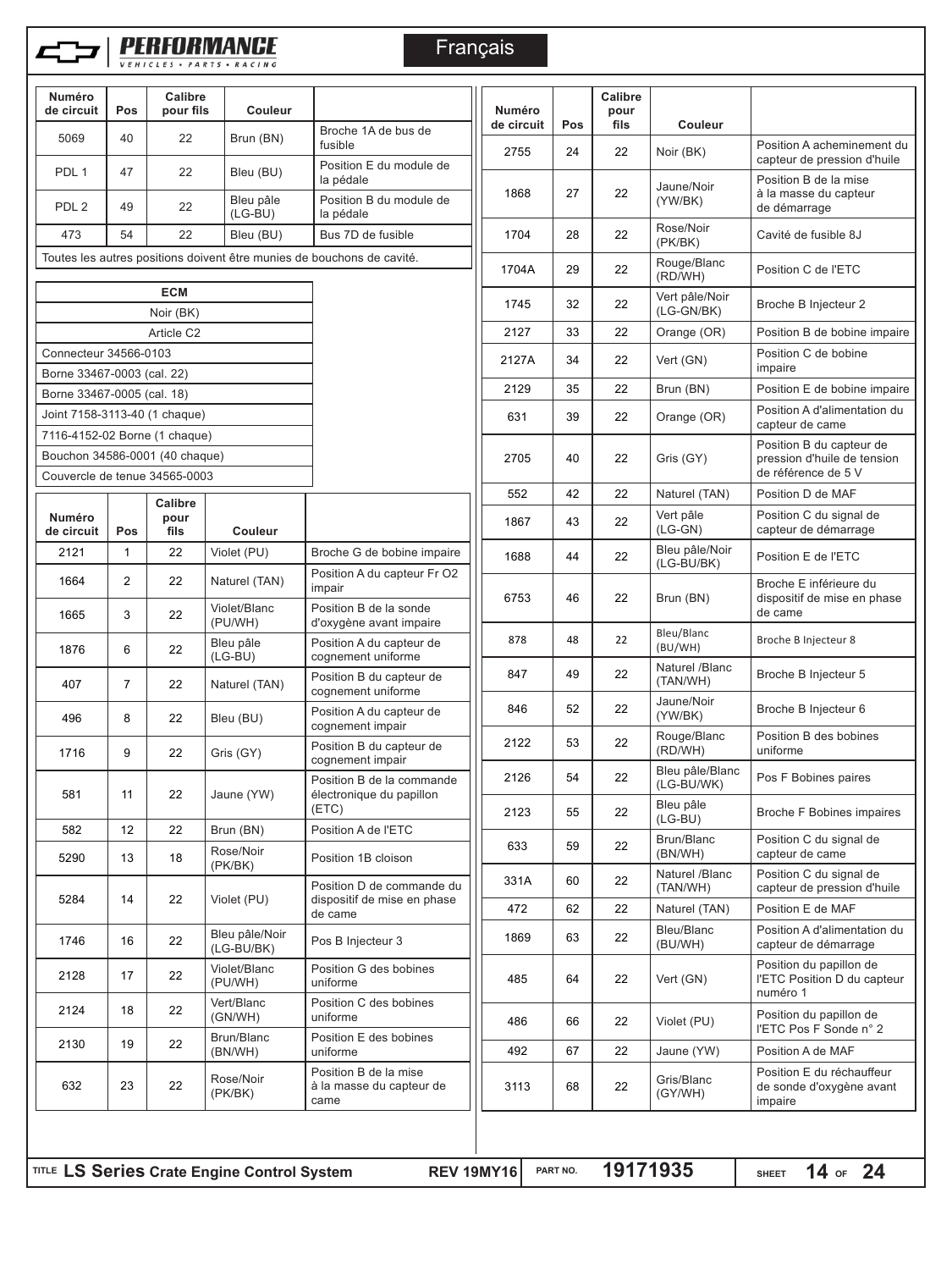Français

| Numéro de circuit | Pos | Calibre pour fils | Couleur | |
|---|---|---|---|---|
| 5069 | 40 | 22 | Brun (BN) | Broche 1A de bus de fusible |
| PDL 1 | 47 | 22 | Bleu (BU) | Position E du module de la pédale |
| PDL 2 | 49 | 22 | Bleu pâle (LG-BU) | Position B du module de la pédale |
| 473 | 54 | 22 | Bleu (BU) | Bus 7D de fusible |
| Toutes les autres positions doivent être munies de bouchons de cavité. | | | | |

| ECM |
|---|
| Noir (BK) |
| Article C2 |
| Connecteur 34566-0103 |
| Borne 33467-0003 (cal. 22) |
| Borne 33467-0005 (cal. 18) |
| Joint 7158-3113-40 (1 chaque) |
| 7116-4152-02 Borne (1 chaque) |
| Bouchon 34586-0001 (40 chaque) |
| Couvercle de tenue 34565-0003 |

| Numéro de circuit | Pos | Calibre pour fils | Couleur | |
|---|---|---|---|---|
| 2121 | 1 | 22 | Violet (PU) | Broche G de bobine impaire |
| 1664 | 2 | 22 | Naturel (TAN) | Position A du capteur Fr O2 impair |
| 1665 | 3 | 22 | Violet/Blanc (PU/WH) | Position B de la sonde d'oxygène avant impaire |
| 1876 | 6 | 22 | Bleu pâle (LG-BU) | Position A du capteur de cognement uniforme |
| 407 | 7 | 22 | Naturel (TAN) | Position B du capteur de cognement uniforme |
| 496 | 8 | 22 | Bleu (BU) | Position A du capteur de cognement impair |
| 1716 | 9 | 22 | Gris (GY) | Position B du capteur de cognement impair |
| 581 | 11 | 22 | Jaune (YW) | Position B de la commande électronique du papillon (ETC) |
| 582 | 12 | 22 | Brun (BN) | Position A de l'ETC |
| 5290 | 13 | 18 | Rose/Noir (PK/BK) | Position 1B cloison |
| 5284 | 14 | 22 | Violet (PU) | Position D de commande du dispositif de mise en phase de came |
| 1746 | 16 | 22 | Bleu pâle/Noir (LG-BU/BK) | Pos B Injecteur 3 |
| 2128 | 17 | 22 | Violet/Blanc (PU/WH) | Position G des bobines uniforme |
| 2124 | 18 | 22 | Vert/Blanc (GN/WH) | Position C des bobines uniforme |
| 2130 | 19 | 22 | Brun/Blanc (BN/WH) | Position E des bobines uniforme |
| 632 | 23 | 22 | Rose/Noir (PK/BK) | Position B de la mise à la masse du capteur de came |

| Numéro de circuit | Pos | Calibre pour fils | Couleur | |
|---|---|---|---|---|
| 2755 | 24 | 22 | Noir (BK) | Position A acheminement du capteur de pression d'huile |
| 1868 | 27 | 22 | Jaune/Noir (YW/BK) | Position B de la mise à la masse du capteur de démarrage |
| 1704 | 28 | 22 | Rose/Noir (PK/BK) | Cavité de fusible 8J |
| 1704A | 29 | 22 | Rouge/Blanc (RD/WH) | Position C de l'ETC |
| 1745 | 32 | 22 | Vert pâle/Noir (LG-GN/BK) | Broche B Injecteur 2 |
| 2127 | 33 | 22 | Orange (OR) | Position B de bobine impaire |
| 2127A | 34 | 22 | Vert (GN) | Position C de bobine impaire |
| 2129 | 35 | 22 | Brun (BN) | Position E de bobine impaire |
| 631 | 39 | 22 | Orange (OR) | Position A d'alimentation du capteur de came |
| 2705 | 40 | 22 | Gris (GY) | Position B du capteur de pression d'huile de tension de référence de 5 V |
| 552 | 42 | 22 | Naturel (TAN) | Position D de MAF |
| 1867 | 43 | 22 | Vert pâle (LG-GN) | Position C du signal de capteur de démarrage |
| 1688 | 44 | 22 | Bleu pâle/Noir (LG-BU/BK) | Position E de l'ETC |
| 6753 | 46 | 22 | Brun (BN) | Broche E inférieure du dispositif de mise en phase de came |
| 878 | 48 | 22 | Bleu/Blanc (BU/WH) | Broche B Injecteur 8 |
| 847 | 49 | 22 | Naturel /Blanc (TAN/WH) | Broche B Injecteur 5 |
| 846 | 52 | 22 | Jaune/Noir (YW/BK) | Broche B Injecteur 6 |
| 2122 | 53 | 22 | Rouge/Blanc (RD/WH) | Position B des bobines uniforme |
| 2126 | 54 | 22 | Bleu pâle/Blanc (LG-BU/WK) | Pos F Bobines paires |
| 2123 | 55 | 22 | Bleu pâle (LG-BU) | Broche F Bobines impaires |
| 633 | 59 | 22 | Brun/Blanc (BN/WH) | Position C du signal de capteur de came |
| 331A | 60 | 22 | Naturel /Blanc (TAN/WH) | Position C du signal de capteur de pression d'huile |
| 472 | 62 | 22 | Naturel (TAN) | Position E de MAF |
| 1869 | 63 | 22 | Bleu/Blanc (BU/WH) | Position A d'alimentation du capteur de démarrage |
| 485 | 64 | 22 | Vert (GN) | Position du papillon de l'ETC Position D du capteur numéro 1 |
| 486 | 66 | 22 | Violet (PU) | Position du papillon de l'ETC Pos F Sonde n° 2 |
| 492 | 67 | 22 | Jaune (YW) | Position A de MAF |
| 3113 | 68 | 22 | Gris/Blanc (GY/WH) | Position E du réchauffeur de sonde d'oxygène avant impaire |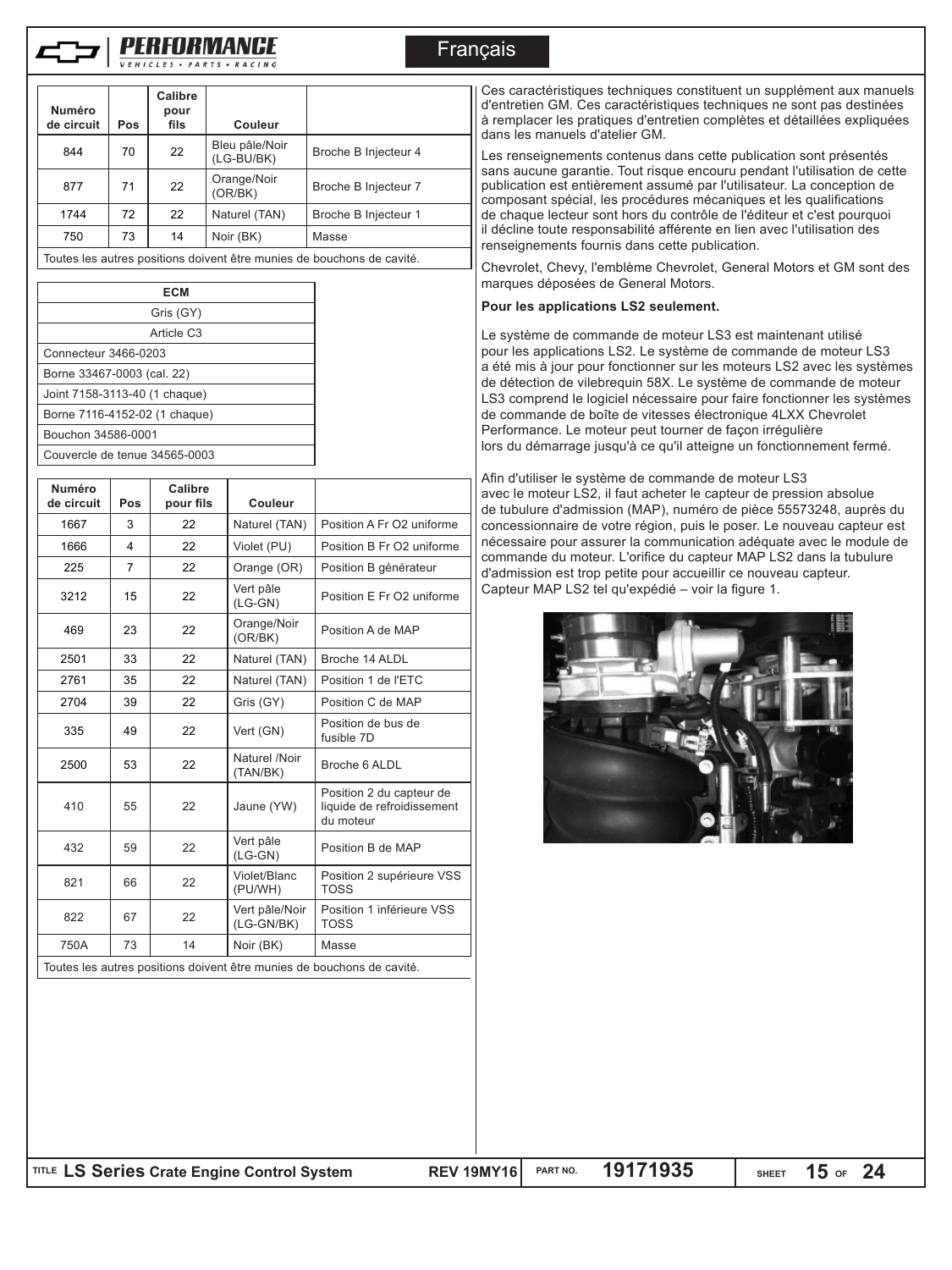| Numéro de circuit | Pos | Calibre pour fils | Couleur | |
|---|---|---|---|---|
| 844 | 70 | 22 | Bleu pâle/Noir (LG-BU/BK) | Broche B Injecteur 4 |
| 877 | 71 | 22 | Orange/Noir (OR/BK) | Broche B Injecteur 7 |
| 1744 | 72 | 22 | Naturel (TAN) | Broche B Injecteur 1 |
| 750 | 73 | 14 | Noir (BK) | Masse |
| Toutes les autres positions doivent être munies de bouchons de cavité. | | | | |

| ECM |
|---|
| Gris (GY) |
| Article C3 |
| Connecteur 3466-0203 |
| Borne 33467-0003 (cal. 22) |
| Joint 7158-3113-40 (1 chaque) |
| Borne 7116-4152-02 (1 chaque) |
| Bouchon 34586-0001 |
| Couvercle de tenue 34565-0003 |

| Numéro de circuit | Pos | Calibre pour fils | Couleur | |
|---|---|---|---|---|
| 1667 | 3 | 22 | Naturel (TAN) | Position A Fr O2 uniforme |
| 1666 | 4 | 22 | Violet (PU) | Position B Fr O2 uniforme |
| 225 | 7 | 22 | Orange (OR) | Position B générateur |
| 3212 | 15 | 22 | Vert pâle (LG-GN) | Position E Fr O2 uniforme |
| 469 | 23 | 22 | Orange/Noir (OR/BK) | Position A de MAP |
| 2501 | 33 | 22 | Naturel (TAN) | Broche 14 ALDL |
| 2761 | 35 | 22 | Naturel (TAN) | Position 1 de l'ETC |
| 2704 | 39 | 22 | Gris (GY) | Position C de MAP |
| 335 | 49 | 22 | Vert (GN) | Position de bus de fusible 7D |
| 2500 | 53 | 22 | Naturel /Noir (TAN/BK) | Broche 6 ALDL |
| 410 | 55 | 22 | Jaune (YW) | Position 2 du capteur de liquide de refroidissement du moteur |
| 432 | 59 | 22 | Vert pâle (LG-GN) | Position B de MAP |
| 821 | 66 | 22 | Violet/Blanc (PU/WH) | Position 2 supérieure VSS TOSS |
| 822 | 67 | 22 | Vert pâle/Noir (LG-GN/BK) | Position 1 inférieure VSS TOSS |
| 750A | 73 | 14 | Noir (BK) | Masse |
| Toutes les autres positions doivent être munies de bouchons de cavité. | | | | |

Ces caractéristiques techniques constituent un supplément aux manuels d'entretien GM. Ces caractéristiques techniques ne sont pas destinées à remplacer les pratiques d'entretien complètes et détaillées expliquées dans les manuels d'atelier GM.

Les renseignements contenus dans cette publication sont présentés sans aucune garantie. Tout risque encouru pendant l'utilisation de cette publication est entièrement assumé par l'utilisateur. La conception de composant spécial, les procédures mécaniques et les qualifications de chaque lecteur sont hors du contrôle de l'éditeur et c'est pourquoi il décline toute responsabilité afférente en lien avec l'utilisation des renseignements fournis dans cette publication.

Chevrolet, Chevy, l'emblème Chevrolet, General Motors et GM sont des marques déposées de General Motors.

**Pour les applications LS2 seulement.**

Le système de commande de moteur LS3 est maintenant utilisé pour les applications LS2. Le système de commande de moteur LS3 a été mis à jour pour fonctionner sur les moteurs LS2 avec les systèmes de détection de vilebrequin 58X. Le système de commande de moteur LS3 comprend le logiciel nécessaire pour faire fonctionner les systèmes de commande de boîte de vitesses électronique 4LXX Chevrolet Performance. Le moteur peut tourner de façon irrégulière lors du démarrage jusqu'à ce qu'il atteigne un fonctionnement fermé.

Afin d'utiliser le système de commande de moteur LS3 avec le moteur LS2, il faut acheter le capteur de pression absolue de tubulure d'admission (MAP), numéro de pièce 55573248, auprès du concessionnaire de votre région, puis le poser. Le nouveau capteur est nécessaire pour assurer la communication adéquate avec le module de commande du moteur. L'orifice du capteur MAP LS2 dans la tubulure d'admission est trop petite pour accueillir ce nouveau capteur. Capteur MAP LS2 tel qu'expédié – voir la figure 1.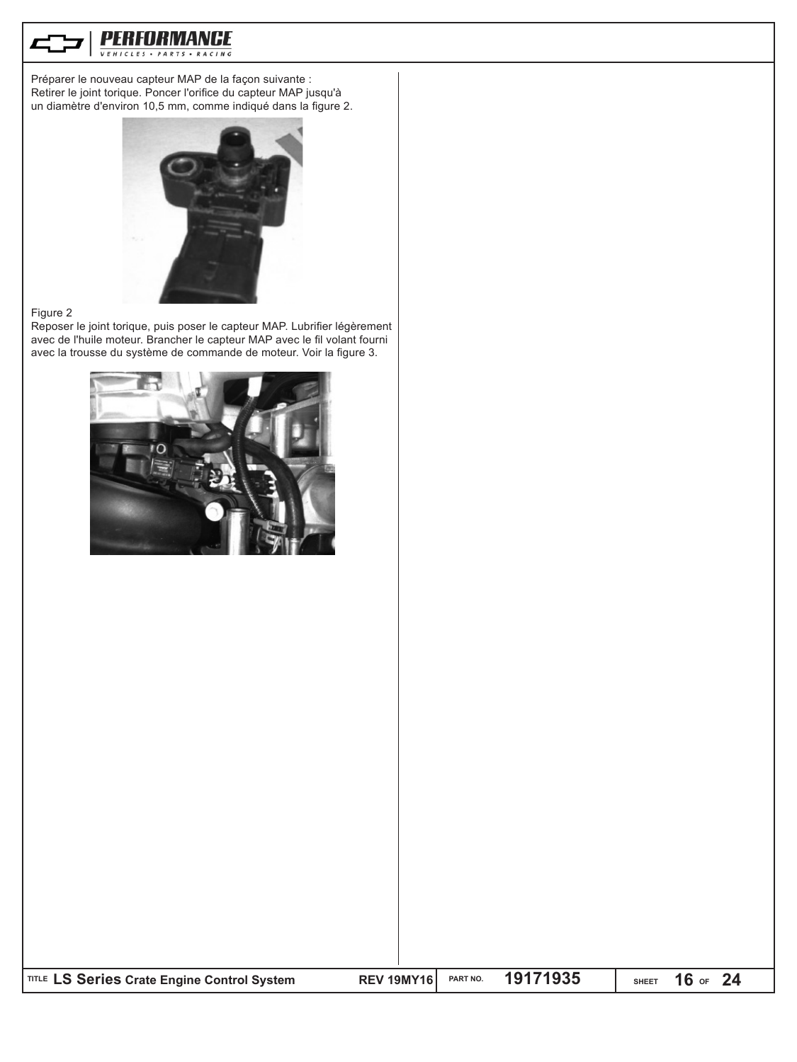Préparer le nouveau capteur MAP de la façon suivante :
Retirer le joint torique. Poncer l'orifice du capteur MAP jusqu'à un diamètre d'environ 10,5 mm, comme indiqué dans la figure 2.

Figure 2

Reposer le joint torique, puis poser le capteur MAP. Lubrifier légèrement avec de l'huile moteur. Brancher le capteur MAP avec le fil volant fourni avec la trousse du système de commande de moteur. Voir la figure 3.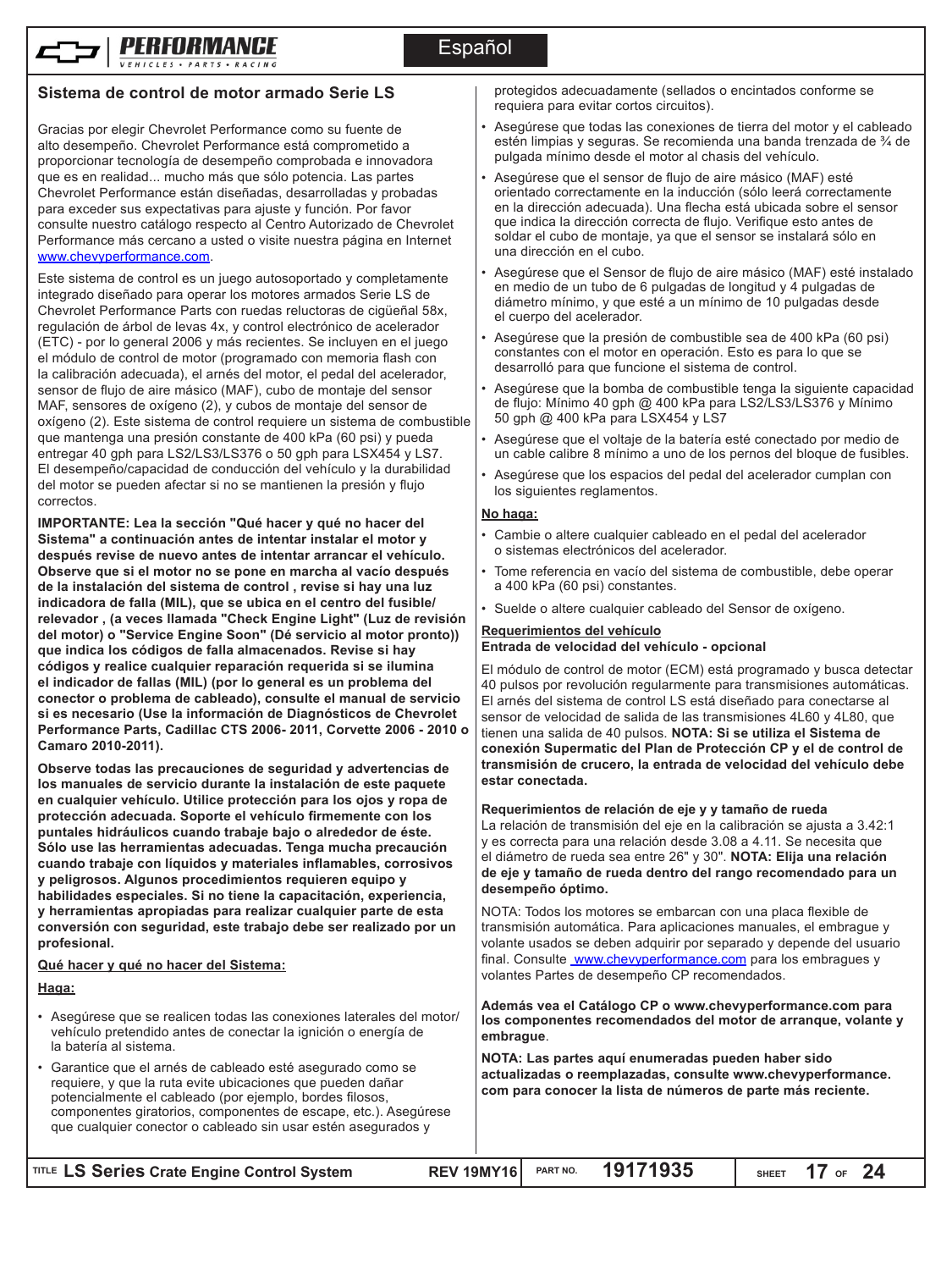## Sistema de control de motor armado Serie LS

Gracias por elegir Chevrolet Performance como su fuente de alto desempeño. Chevrolet Performance está comprometido a proporcionar tecnología de desempeño comprobada e innovadora que es en realidad... mucho más que sólo potencia. Las partes Chevrolet Performance están diseñadas, desarrolladas y probadas para exceder sus expectativas para ajuste y función. Por favor consulte nuestro catálogo respecto al Centro Autorizado de Chevrolet Performance más cercano a usted o visite nuestra página en Internet www.chevyperformance.com.

Este sistema de control es un juego autosoportado y completamente integrado diseñado para operar los motores armados Serie LS de Chevrolet Performance Parts con ruedas reluctoras de cigüeñal 58x, regulación de árbol de levas 4x, y control electrónico de acelerador (ETC) - por lo general 2006 y más recientes. Se incluyen en el juego el módulo de control de motor (programado con memoria flash con la calibración adecuada), el arnés del motor, el pedal del acelerador, sensor de flujo de aire másico (MAF), cubo de montaje del sensor MAF, sensores de oxígeno (2), y cubos de montaje del sensor de oxígeno (2). Este sistema de control requiere un sistema de combustible que mantenga una presión constante de 400 kPa (60 psi) y pueda entregar 40 gph para LS2/LS3/LS376 o 50 gph para LSX454 y LS7. El desempeño/capacidad de conducción del vehículo y la durabilidad del motor se pueden afectar si no se mantienen la presión y flujo correctos.

**IMPORTANTE: Lea la sección "Qué hacer y qué no hacer del Sistema" a continuación antes de intentar instalar el motor y después revise de nuevo antes de intentar arrancar el vehículo. Observe que si el motor no se pone en marcha al vacío después de la instalación del sistema de control , revise si hay una luz indicadora de falla (MIL), que se ubica en el centro del fusible/relevador , (a veces llamada "Check Engine Light" (Luz de revisión del motor) o "Service Engine Soon" (Dé servicio al motor pronto)) que indica los códigos de falla almacenados. Revise si hay códigos y realice cualquier reparación requerida si se ilumina el indicador de fallas (MIL) (por lo general es un problema del conector o problema de cableado), consulte el manual de servicio si es necesario (Use la información de Diagnósticos de Chevrolet Performance Parts, Cadillac CTS 2006- 2011, Corvette 2006 - 2010 o Camaro 2010-2011).**

**Observe todas las precauciones de seguridad y advertencias de los manuales de servicio durante la instalación de este paquete en cualquier vehículo. Utilice protección para los ojos y ropa de protección adecuada. Soporte el vehículo firmemente con los puntales hidráulicos cuando trabaje bajo o alrededor de éste. Sólo use las herramientas adecuadas. Tenga mucha precaución cuando trabaje con líquidos y materiales inflamables, corrosivos y peligrosos. Algunos procedimientos requieren equipo y habilidades especiales. Si no tiene la capacitación, experiencia, y herramientas apropiadas para realizar cualquier parte de esta conversión con seguridad, este trabajo debe ser realizado por un profesional.**

**Qué hacer y qué no hacer del Sistema:**

**Haga:**

- Asegúrese que se realicen todas las conexiones laterales del motor/ vehículo pretendido antes de conectar la ignición o energía de la batería al sistema.
- Garantice que el arnés de cableado esté asegurado como se requiere, y que la ruta evite ubicaciones que pueden dañar potencialmente el cableado (por ejemplo, bordes filosos, componentes giratorios, componentes de escape, etc.). Asegúrese que cualquier conector o cableado sin usar estén asegurados y protegidos adecuadamente (sellados o encintados conforme se requiera para evitar cortos circuitos).
- Asegúrese que todas las conexiones de tierra del motor y el cableado estén limpias y seguras. Se recomienda una banda trenzada de ¾ de pulgada mínimo desde el motor al chasis del vehículo.
- Asegúrese que el sensor de flujo de aire másico (MAF) esté orientado correctamente en la inducción (sólo leerá correctamente en la dirección adecuada). Una flecha está ubicada sobre el sensor que indica la dirección correcta de flujo. Verifique esto antes de soldar el cubo de montaje, ya que el sensor se instalará sólo en una dirección en el cubo.
- Asegúrese que el Sensor de flujo de aire másico (MAF) esté instalado en medio de un tubo de 6 pulgadas de longitud y 4 pulgadas de diámetro mínimo, y que esté a un mínimo de 10 pulgadas desde el cuerpo del acelerador.
- Asegúrese que la presión de combustible sea de 400 kPa (60 psi) constantes con el motor en operación. Esto es para lo que se desarrolló para que funcione el sistema de control.
- Asegúrese que la bomba de combustible tenga la siguiente capacidad de flujo: Mínimo 40 gph @ 400 kPa para LS2/LS3/LS376 y Mínimo 50 gph @ 400 kPa para LSX454 y LS7
- Asegúrese que el voltaje de la batería esté conectado por medio de un cable calibre 8 mínimo a uno de los pernos del bloque de fusibles.
- Asegúrese que los espacios del pedal del acelerador cumplan con los siguientes reglamentos.

**No haga:**

- Cambie o altere cualquier cableado en el pedal del acelerador o sistemas electrónicos del acelerador.
- Tome referencia en vacío del sistema de combustible, debe operar a 400 kPa (60 psi) constantes.
- Suelde o altere cualquier cableado del Sensor de oxígeno.

**Requerimientos del vehículo**

**Entrada de velocidad del vehículo - opcional**

El módulo de control de motor (ECM) está programado y busca detectar 40 pulsos por revolución regularmente para transmisiones automáticas. El arnés del sistema de control LS está diseñado para conectarse al sensor de velocidad de salida de las transmisiones 4L60 y 4L80, que tienen una salida de 40 pulsos. **NOTA: Si se utiliza el Sistema de conexión Supermatic del Plan de Protección CP y el de control de transmisión de crucero, la entrada de velocidad del vehículo debe estar conectada.**

**Requerimientos de relación de eje y y tamaño de rueda**

La relación de transmisión del eje en la calibración se ajusta a 3.42:1 y es correcta para una relación desde 3.08 a 4.11. Se necesita que el diámetro de rueda sea entre 26" y 30". **NOTA: Elija una relación de eje y tamaño de rueda dentro del rango recomendado para un desempeño óptimo.**

NOTA: Todos los motores se embarcan con una placa flexible de transmisión automática. Para aplicaciones manuales, el embrague y volante usados se deben adquirir por separado y depende del usuario final. Consulte www.chevyperformance.com para los embragues y volantes Partes de desempeño CP recomendados.

**Además vea el Catálogo CP o www.chevyperformance.com para los componentes recomendados del motor de arranque, volante y embrague**.

**NOTA: Las partes aquí enumeradas pueden haber sido actualizadas o reemplazadas, consulte www.chevyperformance.com para conocer la lista de números de parte más reciente.**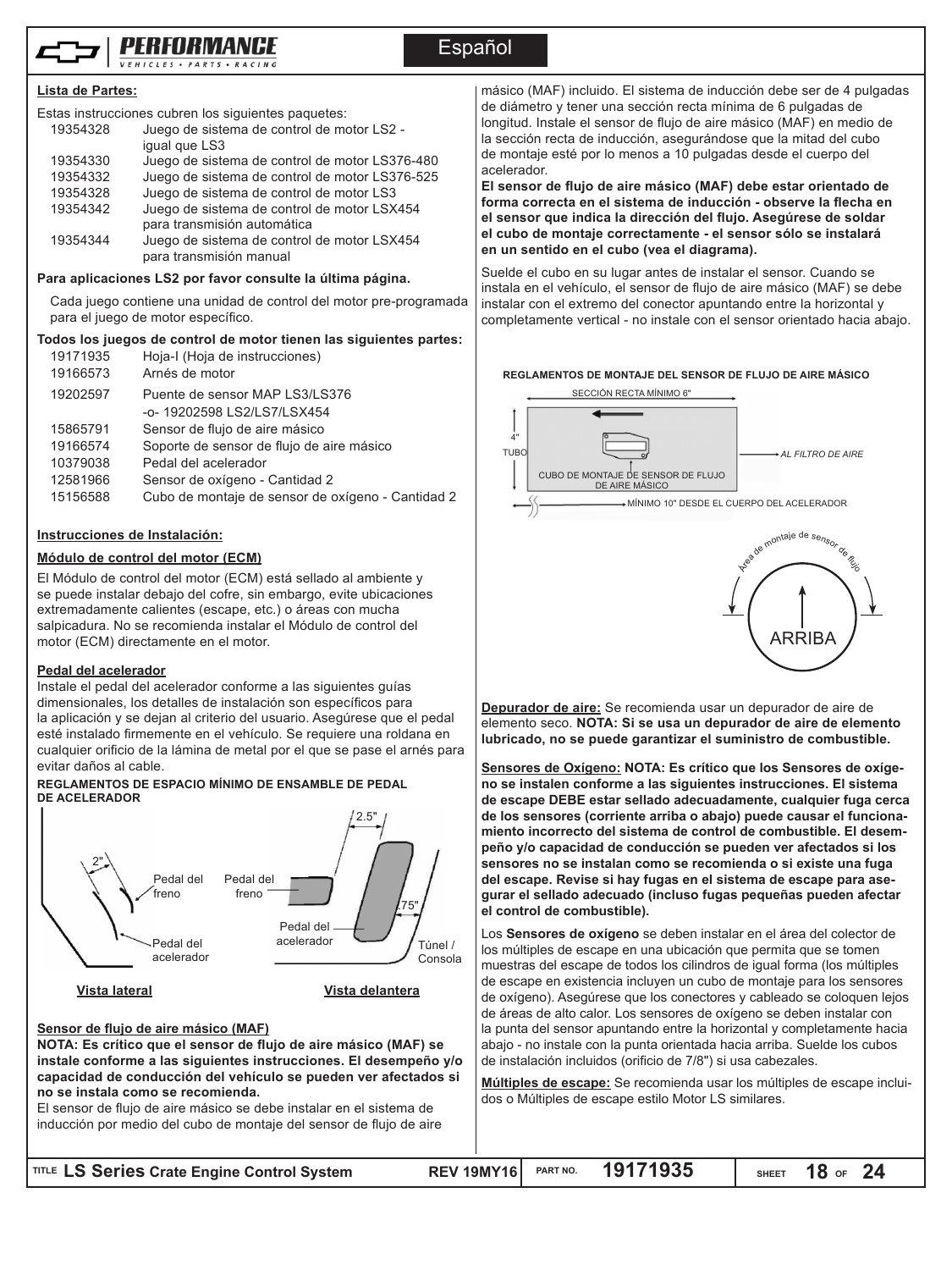Español

## Lista de Partes:

Estas instrucciones cubren los siguientes paquetes:

| | |
|---|---|
| 19354328 | Juego de sistema de control de motor LS2 - igual que LS3 |
| 19354330 | Juego de sistema de control de motor LS376-480 |
| 19354332 | Juego de sistema de control de motor LS376-525 |
| 19354328 | Juego de sistema de control de motor LS3 |
| 19354342 | Juego de sistema de control de motor LSX454 para transmisión automática |
| 19354344 | Juego de sistema de control de motor LSX454 para transmisión manual |

**Para aplicaciones LS2 por favor consulte la última página.**

Cada juego contiene una unidad de control del motor pre-programada para el juego de motor específico.

**Todos los juegos de control de motor tienen las siguientes partes:**

| | |
|---|---|
| 19171935 | Hoja-I (Hoja de instrucciones) |
| 19166573 | Arnés de motor |
| 19202597 | Puente de sensor MAP LS3/LS376 -o- 19202598 LS2/LS7/LSX454 |
| 15865791 | Sensor de flujo de aire másico |
| 19166574 | Soporte de sensor de flujo de aire másico |
| 10379038 | Pedal del acelerador |
| 12581966 | Sensor de oxígeno - Cantidad 2 |
| 15156588 | Cubo de montaje de sensor de oxígeno - Cantidad 2 |

## Instrucciones de Instalación:

### Módulo de control del motor (ECM)

El Módulo de control del motor (ECM) está sellado al ambiente y se puede instalar debajo del cofre, sin embargo, evite ubicaciones extremadamente calientes (escape, etc.) o áreas con mucha salpicadura. No se recomienda instalar el Módulo de control del motor (ECM) directamente en el motor.

### Pedal del acelerador

Instale el pedal del acelerador conforme a las siguientes guías dimensionales, los detalles de instalación son específicos para la aplicación y se dejan al criterio del usuario. Asegúrese que el pedal esté instalado firmemente en el vehículo. Se requiere una roldana en cualquier orificio de la lámina de metal por el que se pase el arnés para evitar daños al cable.

**REGLAMENTOS DE ESPACIO MÍNIMO DE ENSAMBLE DE PEDAL DE ACELERADOR**

2" | Pedal del freno | Pedal del acelerador | Vista lateral

2.5" | Pedal del freno | .75" | Pedal del acelerador | Túnel / Consola | Vista delantera

### Sensor de flujo de aire másico (MAF)

**NOTA: Es crítico que el sensor de flujo de aire másico (MAF) se instale conforme a las siguientes instrucciones. El desempeño y/o capacidad de conducción del vehículo se pueden ver afectados si no se instala como se recomienda.**

El sensor de flujo de aire másico se debe instalar en el sistema de inducción por medio del cubo de montaje del sensor de flujo de aire másico (MAF) incluido. El sistema de inducción debe ser de 4 pulgadas de diámetro y tener una sección recta mínima de 6 pulgadas de longitud. Instale el sensor de flujo de aire másico (MAF) en medio de la sección recta de inducción, asegurándose que la mitad del cubo de montaje esté por lo menos a 10 pulgadas desde el cuerpo del acelerador.

**El sensor de flujo de aire másico (MAF) debe estar orientado de forma correcta en el sistema de inducción - observe la flecha en el sensor que indica la dirección del flujo. Asegúrese de soldar el cubo de montaje correctamente - el sensor sólo se instalará en un sentido en el cubo (vea el diagrama).**

Suelde el cubo en su lugar antes de instalar el sensor. Cuando se instala en el vehículo, el sensor de flujo de aire másico (MAF) se debe instalar con el extremo del conector apuntando entre la horizontal y completamente vertical - no instale con el sensor orientado hacia abajo.

**REGLAMENTOS DE MONTAJE DEL SENSOR DE FLUJO DE AIRE MÁSICO**

SECCIÓN RECTA MÍNIMO 6" | 4" TUBO | CUBO DE MONTAJE DE SENSOR DE FLUJO DE AIRE MÁSICO | AL FILTRO DE AIRE | MÍNIMO 10" DESDE EL CUERPO DEL ACELERADOR

Área de montaje de sensor de flujo | ARRIBA

**Depurador de aire:** Se recomienda usar un depurador de aire de elemento seco. **NOTA: Si se usa un depurador de aire de elemento lubricado, no se puede garantizar el suministro de combustible.**

**Sensores de Oxígeno:** **NOTA: Es crítico que los Sensores de oxígeno se instalen conforme a las siguientes instrucciones. El sistema de escape DEBE estar sellado adecuadamente, cualquier fuga cerca de los sensores (corriente arriba o abajo) puede causar el funcionamiento incorrecto del sistema de control de combustible. El desempeño y/o capacidad de conducción se pueden ver afectados si los sensores no se instalan como se recomienda o si existe una fuga del escape. Revise si hay fugas en el sistema de escape para asegurar el sellado adecuado (incluso fugas pequeñas pueden afectar el control de combustible).**

Los **Sensores de oxígeno** se deben instalar en el área del colector de los múltiples de escape en una ubicación que permita que se tomen muestras del escape de todos los cilindros de igual forma (los múltiples de escape en existencia incluyen un cubo de montaje para los sensores de oxígeno). Asegúrese que los conectores y cableado se coloquen lejos de áreas de alto calor. Los sensores de oxígeno se deben instalar con la punta del sensor apuntando entre la horizontal y completamente hacia abajo - no instale con la punta orientada hacia arriba. Suelde los cubos de instalación incluidos (orificio de 7/8") si usa cabezales.

**Múltiples de escape:** Se recomienda usar los múltiples de escape incluidos o Múltiples de escape estilo Motor LS similares.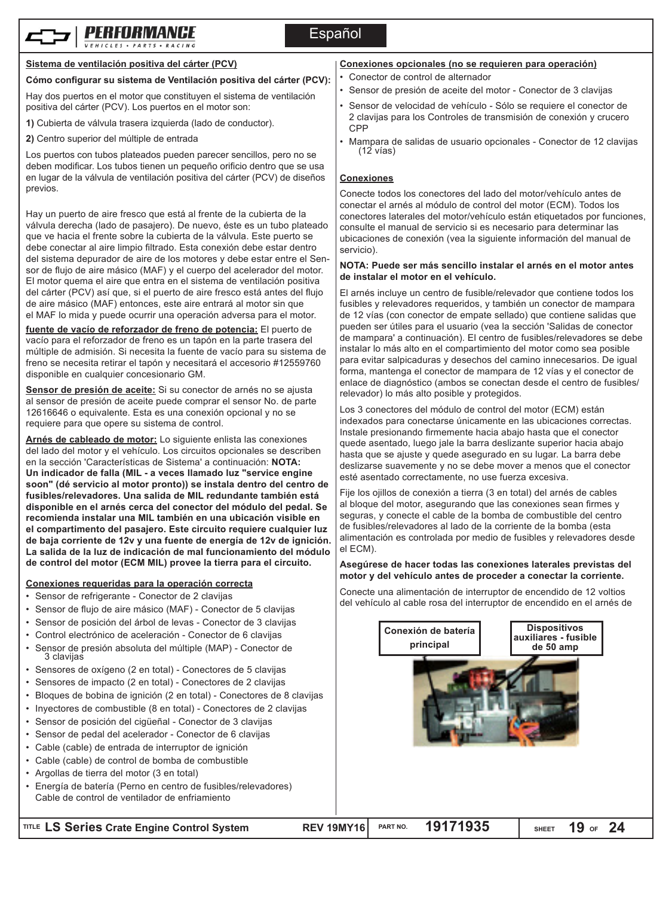## Sistema de ventilación positiva del cárter (PCV)

**Cómo configurar su sistema de Ventilación positiva del cárter (PCV):**

Hay dos puertos en el motor que constituyen el sistema de ventilación positiva del cárter (PCV). Los puertos en el motor son:

**1)** Cubierta de válvula trasera izquierda (lado de conductor).

**2)** Centro superior del múltiple de entrada

Los puertos con tubos plateados pueden parecer sencillos, pero no se deben modificar. Los tubos tienen un pequeño orificio dentro que se usa en lugar de la válvula de ventilación positiva del cárter (PCV) de diseños previos.

Hay un puerto de aire fresco que está al frente de la cubierta de la válvula derecha (lado de pasajero). De nuevo, éste es un tubo plateado que ve hacia el frente sobre la cubierta de la válvula. Este puerto se debe conectar al aire limpio filtrado. Esta conexión debe estar dentro del sistema depurador de aire de los motores y debe estar entre el Sensor de flujo de aire másico (MAF) y el cuerpo del acelerador del motor. El motor quema el aire que entra en el sistema de ventilación positiva del cárter (PCV) así que, si el puerto de aire fresco está antes del flujo de aire másico (MAF) entonces, este aire entrará al motor sin que el MAF lo mida y puede ocurrir una operación adversa para el motor.

**fuente de vacío de reforzador de freno de potencia:** El puerto de vacío para el reforzador de freno es un tapón en la parte trasera del múltiple de admisión. Si necesita la fuente de vacío para su sistema de freno se necesita retirar el tapón y necesitará el accesorio #12559760 disponible en cualquier concesionario GM.

**Sensor de presión de aceite:** Si su conector de arnés no se ajusta al sensor de presión de aceite puede comprar el sensor No. de parte 12616646 o equivalente. Esta es una conexión opcional y no se requiere para que opere su sistema de control.

**Arnés de cableado de motor:** Lo siguiente enlista las conexiones del lado del motor y el vehículo. Los circuitos opcionales se describen en la sección 'Características de Sistema' a continuación: **NOTA: Un indicador de falla (MIL - a veces llamado luz "service engine soon" (dé servicio al motor pronto)) se instala dentro del centro de fusibles/relevadores. Una salida de MIL redundante también está disponible en el arnés cerca del conector del módulo del pedal. Se recomienda instalar una MIL también en una ubicación visible en el compartimento del pasajero. Este circuito requiere cualquier luz de baja corriente de 12v y una fuente de energía de 12v de ignición. La salida de la luz de indicación de mal funcionamiento del módulo de control del motor (ECM MIL) provee la tierra para el circuito.**

### Conexiones requeridas para la operación correcta

- Sensor de refrigerante - Conector de 2 clavijas
- Sensor de flujo de aire másico (MAF) - Conector de 5 clavijas
- Sensor de posición del árbol de levas - Conector de 3 clavijas
- Control electrónico de aceleración - Conector de 6 clavijas
- Sensor de presión absoluta del múltiple (MAP) - Conector de 3 clavijas
- Sensores de oxígeno (2 en total) - Conectores de 5 clavijas
- Sensores de impacto (2 en total) - Conectores de 2 clavijas
- Bloques de bobina de ignición (2 en total) - Conectores de 8 clavijas
- Inyectores de combustible (8 en total) - Conectores de 2 clavijas
- Sensor de posición del cigüeñal - Conector de 3 clavijas
- Sensor de pedal del acelerador - Conector de 6 clavijas
- Cable (cable) de entrada de interruptor de ignición
- Cable (cable) de control de bomba de combustible
- Argollas de tierra del motor (3 en total)
- Energía de batería (Perno en centro de fusibles/relevadores) Cable de control de ventilador de enfriamiento

### Conexiones opcionales (no se requieren para operación)

- Conector de control de alternador
- Sensor de presión de aceite del motor - Conector de 3 clavijas
- Sensor de velocidad de vehículo - Sólo se requiere el conector de 2 clavijas para los Controles de transmisión de conexión y crucero CPP
- Mampara de salidas de usuario opcionales - Conector de 12 clavijas (12 vías)

### Conexiones

Conecte todos los conectores del lado del motor/vehículo antes de conectar el arnés al módulo de control del motor (ECM). Todos los conectores laterales del motor/vehículo están etiquetados por funciones, consulte el manual de servicio si es necesario para determinar las ubicaciones de conexión (vea la siguiente información del manual de servicio).

**NOTA: Puede ser más sencillo instalar el arnés en el motor antes de instalar el motor en el vehículo.**

El arnés incluye un centro de fusible/relevador que contiene todos los fusibles y relevadores requeridos, y también un conector de mampara de 12 vías (con conector de empate sellado) que contiene salidas que pueden ser útiles para el usuario (vea la sección 'Salidas de conector de mampara' a continuación). El centro de fusibles/relevadores se debe instalar lo más alto en el compartimiento del motor como sea posible para evitar salpicaduras y desechos del camino innecesarios. De igual forma, mantenga el conector de mampara de 12 vías y el conector de enlace de diagnóstico (ambos se conectan desde el centro de fusibles/ relevador) lo más alto posible y protegidos.

Los 3 conectores del módulo de control del motor (ECM) están indexados para conectarse únicamente en las ubicaciones correctas. Instale presionando firmemente hacia abajo hasta que el conector quede asentado, luego jale la barra deslizante superior hacia abajo hasta que se ajuste y quede asegurado en su lugar. La barra debe deslizarse suavemente y no se debe mover a menos que el conector esté asentado correctamente, no use fuerza excesiva.

Fije los ojillos de conexión a tierra (3 en total) del arnés de cables al bloque del motor, asegurando que las conexiones sean firmes y seguras, y conecte el cable de la bomba de combustible del centro de fusibles/relevadores al lado de la corriente de la bomba (esta alimentación es controlada por medio de fusibles y relevadores desde el ECM).

**Asegúrese de hacer todas las conexiones laterales previstas del motor y del vehículo antes de proceder a conectar la corriente.**

Conecte una alimentación de interruptor de encendido de 12 voltios del vehículo al cable rosa del interruptor de encendido en el arnés de

Conexión de batería principal

Dispositivos auxiliares - fusible de 50 amp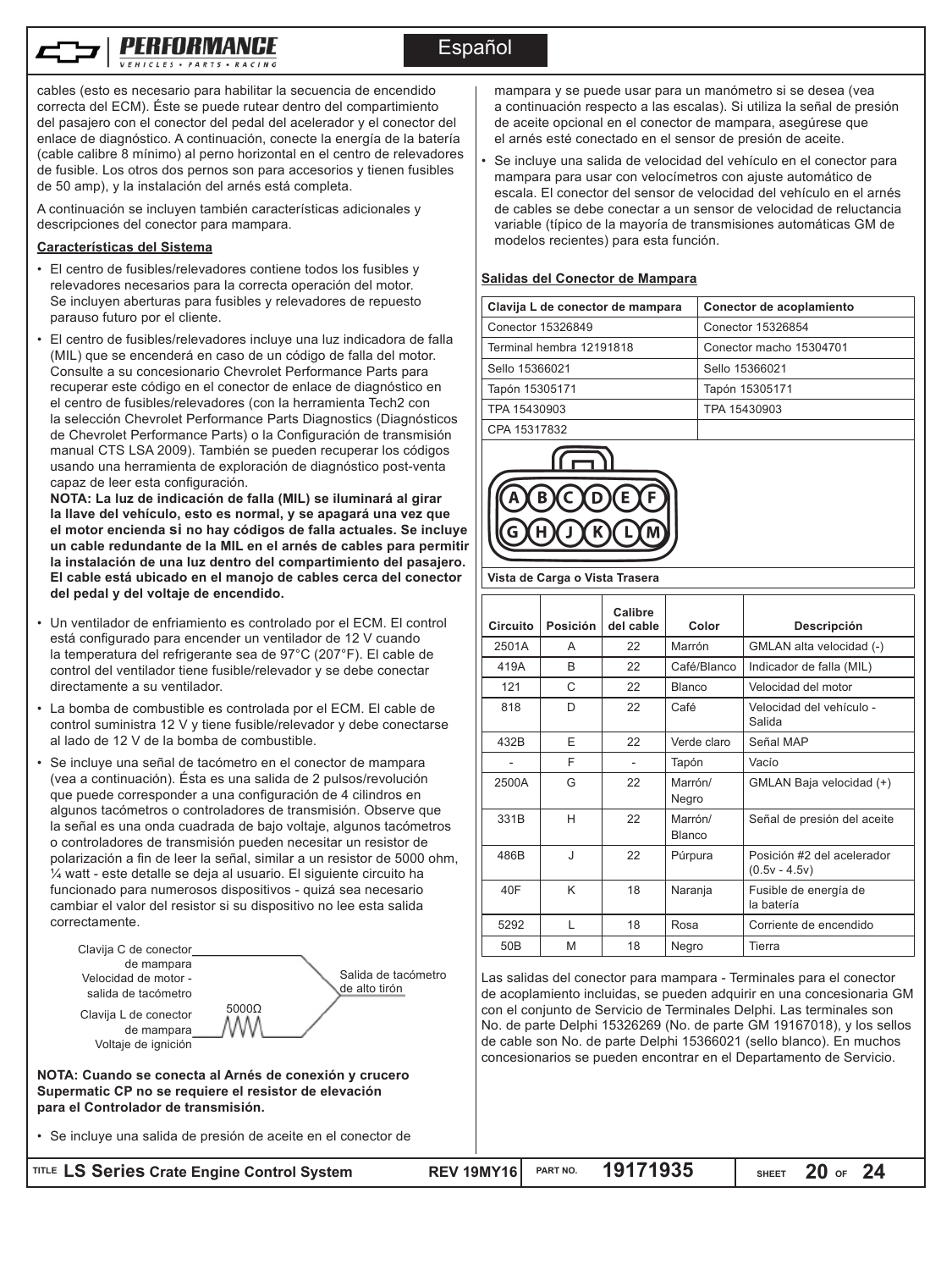cables (esto es necesario para habilitar la secuencia de encendido correcta del ECM). Éste se puede rutear dentro del compartimiento del pasajero con el conector del pedal del acelerador y el conector del enlace de diagnóstico. A continuación, conecte la energía de la batería (cable calibre 8 mínimo) al perno horizontal en el centro de relevadores de fusible. Los otros dos pernos son para accesorios y tienen fusibles de 50 amp), y la instalación del arnés está completa.

A continuación se incluyen también características adicionales y descripciones del conector para mampara.

**Características del Sistema**

- El centro de fusibles/relevadores contiene todos los fusibles y relevadores necesarios para la correcta operación del motor. Se incluyen aberturas para fusibles y relevadores de repuesto parauso futuro por el cliente.
- El centro de fusibles/relevadores incluye una luz indicadora de falla (MIL) que se encenderá en caso de un código de falla del motor. Consulte a su concesionario Chevrolet Performance Parts para recuperar este código en el conector de enlace de diagnóstico en el centro de fusibles/relevadores (con la herramienta Tech2 con la selección Chevrolet Performance Parts Diagnostics (Diagnósticos de Chevrolet Performance Parts) o la Configuración de transmisión manual CTS LSA 2009). También se pueden recuperar los códigos usando una herramienta de exploración de diagnóstico post-venta capaz de leer esta configuración.
**NOTA: La luz de indicación de falla (MIL) se iluminará al girar la llave del vehículo, esto es normal, y se apagará una vez que el motor encienda si no hay códigos de falla actuales. Se incluye un cable redundante de la MIL en el arnés de cables para permitir la instalación de una luz dentro del compartimiento del pasajero. El cable está ubicado en el manojo de cables cerca del conector del pedal y del voltaje de encendido.**
- Un ventilador de enfriamiento es controlado por el ECM. El control está configurado para encender un ventilador de 12 V cuando la temperatura del refrigerante sea de 97°C (207°F). El cable de control del ventilador tiene fusible/relevador y se debe conectar directamente a su ventilador.
- La bomba de combustible es controlada por el ECM. El cable de control suministra 12 V y tiene fusible/relevador y debe conectarse al lado de 12 V de la bomba de combustible.
- Se incluye una señal de tacómetro en el conector de mampara (vea a continuación). Ésta es una salida de 2 pulsos/revolución que puede corresponder a una configuración de 4 cilindros en algunos tacómetros o controladores de transmisión. Observe que la señal es una onda cuadrada de bajo voltaje, algunos tacómetros o controladores de transmisión pueden necesitar un resistor de polarización a fin de leer la señal, similar a un resistor de 5000 ohm, ¼ watt - este detalle se deja al usuario. El siguiente circuito ha funcionado para numerosos dispositivos - quizá sea necesario cambiar el valor del resistor si su dispositivo no lee esta salida correctamente.

Clavija C de conector de mampara Velocidad de motor - salida de tacómetro

Clavija L de conector de mampara Voltaje de ignición

5000Ω

Salida de tacómetro de alto tirón

**NOTA: Cuando se conecta al Arnés de conexión y crucero Supermatic CP no se requiere el resistor de elevación para el Controlador de transmisión.**

- Se incluye una salida de presión de aceite en el conector de mampara y se puede usar para un manómetro si se desea (vea a continuación respecto a las escalas). Si utiliza la señal de presión de aceite opcional en el conector de mampara, asegúrese que el arnés esté conectado en el sensor de presión de aceite.
- Se incluye una salida de velocidad del vehículo en el conector para mampara para usar con velocímetros con ajuste automático de escala. El conector del sensor de velocidad del vehículo en el arnés de cables se debe conectar a un sensor de velocidad de reluctancia variable (típico de la mayoría de transmisiones automáticas GM de modelos recientes) para esta función.

**Salidas del Conector de Mampara**

| Clavija L de conector de mampara | Conector de acoplamiento |
|---|---|
| Conector 15326849 | Conector 15326854 |
| Terminal hembra 12191818 | Conector macho 15304701 |
| Sello 15366021 | Sello 15366021 |
| Tapón 15305171 | Tapón 15305171 |
| TPA 15430903 | TPA 15430903 |
| CPA 15317832 | |

A B C D E F
G H J K L M

Vista de Carga o Vista Trasera

| Circuito | Posición | Calibre del cable | Color | Descripción |
|---|---|---|---|---|
| 2501A | A | 22 | Marrón | GMLAN alta velocidad (-) |
| 419A | B | 22 | Café/Blanco | Indicador de falla (MIL) |
| 121 | C | 22 | Blanco | Velocidad del motor |
| 818 | D | 22 | Café | Velocidad del vehículo - Salida |
| 432B | E | 22 | Verde claro | Señal MAP |
| - | F | - | Tapón | Vacío |
| 2500A | G | 22 | Marrón/Negro | GMLAN Baja velocidad (+) |
| 331B | H | 22 | Marrón/Blanco | Señal de presión del aceite |
| 486B | J | 22 | Púrpura | Posición #2 del acelerador (0.5v - 4.5v) |
| 40F | K | 18 | Naranja | Fusible de energía de la batería |
| 5292 | L | 18 | Rosa | Corriente de encendido |
| 50B | M | 18 | Negro | Tierra |

Las salidas del conector para mampara - Terminales para el conector de acoplamiento incluidas, se pueden adquirir en una concesionaria GM con el conjunto de Servicio de Terminales Delphi. Las terminales son No. de parte Delphi 15326269 (No. de parte GM 19167018), y los sellos de cable son No. de parte Delphi 15366021 (sello blanco). En muchos concesionarios se pueden encontrar en el Departamento de Servicio.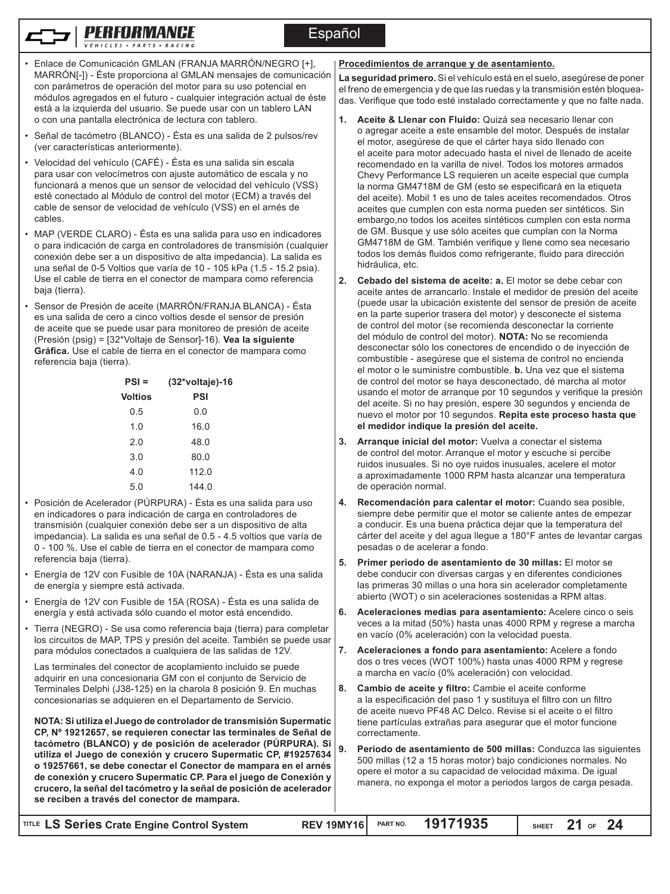- Enlace de Comunicación GMLAN (FRANJA MARRÓN/NEGRO [+], MARRÓN[-]) - Éste proporciona al GMLAN mensajes de comunicación con parámetros de operación del motor para su uso potencial en módulos agregados en el futuro - cualquier integración actual de éste está a la izquierda del usuario. Se puede usar con un tablero LAN o con una pantalla electrónica de lectura con tablero.
- Señal de tacómetro (BLANCO) - Ésta es una salida de 2 pulsos/rev (ver características anteriormente).
- Velocidad del vehículo (CAFÉ) - Ésta es una salida sin escala para usar con velocímetros con ajuste automático de escala y no funcionará a menos que un sensor de velocidad del vehículo (VSS) esté conectado al Módulo de control del motor (ECM) a través del cable de sensor de velocidad de vehículo (VSS) en el arnés de cables.
- MAP (VERDE CLARO) - Ésta es una salida para uso en indicadores o para indicación de carga en controladores de transmisión (cualquier conexión debe ser a un dispositivo de alta impedancia). La salida es una señal de 0-5 Voltios que varía de 10 - 105 kPa (1.5 - 15.2 psia). Use el cable de tierra en el conector de mampara como referencia baja (tierra).
- Sensor de Presión de aceite (MARRÓN/FRANJA BLANCA) - Ésta es una salida de cero a cinco voltios desde el sensor de presión de aceite que se puede usar para monitoreo de presión de aceite (Presión (psig) = [32*Voltaje de Sensor]-16). **Vea la siguiente Gráfica.** Use el cable de tierra en el conector de mampara como referencia baja (tierra).

| PSI = | (32*voltaje)-16 |
|---|---|
| **Voltios** | **PSI** |
| 0.5 | 0.0 |
| 1.0 | 16.0 |
| 2.0 | 48.0 |
| 3.0 | 80.0 |
| 4.0 | 112.0 |
| 5.0 | 144.0 |

- Posición de Acelerador (PÚRPURA) - Ésta es una salida para uso en indicadores o para indicación de carga en controladores de transmisión (cualquier conexión debe ser a un dispositivo de alta impedancia). La salida es una señal de 0.5 - 4.5 voltios que varía de 0 - 100 %. Use el cable de tierra en el conector de mampara como referencia baja (tierra).
- Energía de 12V con Fusible de 10A (NARANJA) - Ésta es una salida de energía y siempre está activada.
- Energía de 12V con Fusible de 15A (ROSA) - Ésta es una salida de energía y está activada sólo cuando el motor está encendido.
- Tierra (NEGRO) - Se usa como referencia baja (tierra) para completar los circuitos de MAP, TPS y presión del aceite. También se puede usar para módulos conectados a cualquiera de las salidas de 12V.

  Las terminales del conector de acoplamiento incluido se puede adquirir en una concesionaria GM con el conjunto de Servicio de Terminales Delphi (J38-125) en la charola 8 posición 9. En muchas concesionarias se adquieren en el Departamento de Servicio.

**NOTA: Si utiliza el Juego de controlador de transmisión Supermatic CP, Nº 19212657, se requieren conectar las terminales de Señal de tacómetro (BLANCO) y de posición de acelerador (PÚRPURA). Si utiliza el Juego de conexión y crucero Supermatic CP, #19257634 o 19257661, se debe conectar el Conector de mampara en el arnés de conexión y crucero Supermatic CP. Para el juego de Conexión y crucero, la señal del tacómetro y la señal de posición de acelerador se reciben a través del conector de mampara.**

## Procedimientos de arranque y de asentamiento.

**La seguridad primero.** Si el vehículo está en el suelo, asegúrese de poner el freno de emergencia y de que las ruedas y la transmisión estén bloqueadas. Verifique que todo esté instalado correctamente y que no falte nada.

1. **Aceite & Llenar con Fluido:** Quizá sea necesario llenar con o agregar aceite a este ensamble del motor. Después de instalar el motor, asegúrese de que el cárter haya sido llenado con el aceite para motor adecuado hasta el nivel de llenado de aceite recomendado en la varilla de nivel. Todos los motores armados Chevy Performance LS requieren un aceite especial que cumpla la norma GM4718M de GM (esto se especificará en la etiqueta del aceite). Mobil 1 es uno de tales aceites recomendados. Otros aceites que cumplen con esta norma pueden ser sintéticos. Sin embargo,no todos los aceites sintéticos cumplen con esta norma de GM. Busque y use sólo aceites que cumplan con la Norma GM4718M de GM. También verifique y llene como sea necesario todos los demás fluidos como refrigerante, fluido para dirección hidráulica, etc.
2. **Cebado del sistema de aceite: a.** El motor se debe cebar con aceite antes de arrancarlo. Instale el medidor de presión del aceite (puede usar la ubicación existente del sensor de presión de aceite en la parte superior trasera del motor) y desconecte el sistema de control del motor (se recomienda desconectar la corriente del módulo de control del motor). **NOTA:** No se recomienda desconectar sólo los conectores de encendido o de inyección de combustible - asegúrese que el sistema de control no encienda el motor o le suministre combustible. **b.** Una vez que el sistema de control del motor se haya desconectado, dé marcha al motor usando el motor de arranque por 10 segundos y verifique la presión del aceite. Si no hay presión, espere 30 segundos y encienda de nuevo el motor por 10 segundos. **Repita este proceso hasta que el medidor indique la presión del aceite.**
3. **Arranque inicial del motor:** Vuelva a conectar el sistema de control del motor. Arranque el motor y escuche si percibe ruidos inusuales. Si no oye ruidos inusuales, acelere el motor a aproximadamente 1000 RPM hasta alcanzar una temperatura de operación normal.
4. **Recomendación para calentar el motor:** Cuando sea posible, siempre debe permitir que el motor se caliente antes de empezar a conducir. Es una buena práctica dejar que la temperatura del cárter del aceite y del agua llegue a 180°F antes de levantar cargas pesadas o de acelerar a fondo.
5. **Primer periodo de asentamiento de 30 millas:** El motor se debe conducir con diversas cargas y en diferentes condiciones las primeras 30 millas o una hora sin acelerador completamente abierto (WOT) o sin aceleraciones sostenidas a RPM altas.
6. **Aceleraciones medias para asentamiento:** Acelere cinco o seis veces a la mitad (50%) hasta unas 4000 RPM y regrese a marcha en vacío (0% aceleración) con la velocidad puesta.
7. **Aceleraciones a fondo para asentamiento:** Acelere a fondo dos o tres veces (WOT 100%) hasta unas 4000 RPM y regrese a marcha en vacío (0% aceleración) con velocidad.
8. **Cambio de aceite y filtro:** Cambie el aceite conforme a la especificación del paso 1 y sustituya el filtro con un filtro de aceite nuevo PF48 AC Delco. Revise si el aceite o el filtro tiene partículas extrañas para asegurar que el motor funcione correctamente.
9. **Periodo de asentamiento de 500 millas:** Conduzca las siguientes 500 millas (12 a 15 horas motor) bajo condiciones normales. No opere el motor a su capacidad de velocidad máxima. De igual manera, no exponga el motor a periodos largos de carga pesada.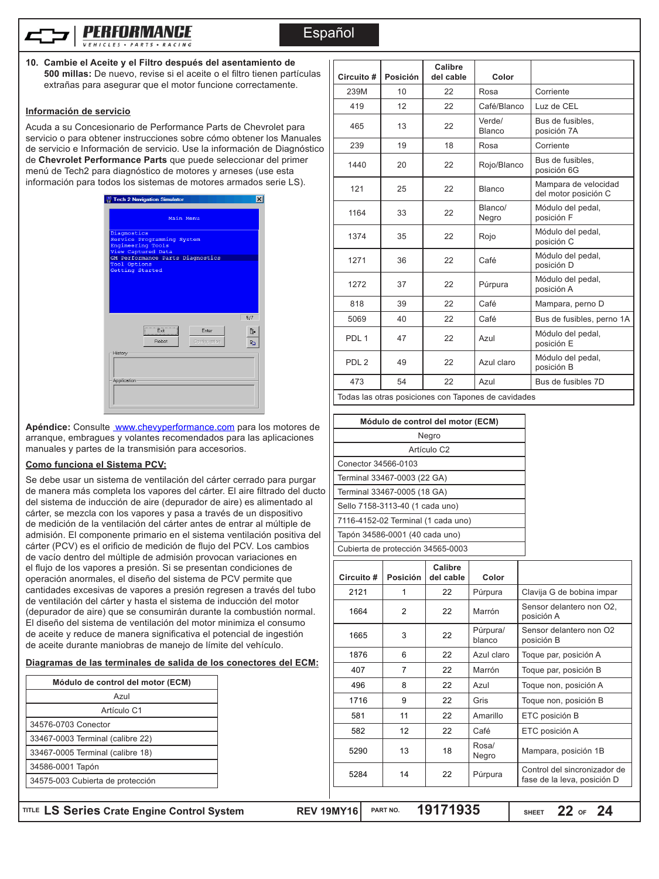**10. Cambie el Aceite y el Filtro después del asentamiento de 500 millas:** De nuevo, revise si el aceite o el filtro tienen partículas extrañas para asegurar que el motor funcione correctamente.

## Información de servicio

Acuda a su Concesionario de Performance Parts de Chevrolet para servicio o para obtener instrucciones sobre cómo obtener los Manuales de servicio e Información de servicio. Use la información de Diagnóstico de **Chevrolet Performance Parts** que puede seleccionar del primer menú de Tech2 para diagnóstico de motores y arneses (use esta información para todos los sistemas de motores armados serie LS).

```
Tech 2 Navigation Simulator

Main Menu
Diagnostics
Service Programming System
Engineering Tools
View Captured Data
GM Performance Parts Diagnostics
Tool Options
Getting Started
5/7
Exit    Enter
Reboot  Contributors
History
Application
```

**Apéndice:** Consulte www.chevyperformance.com para los motores de arranque, embragues y volantes recomendados para las aplicaciones manuales y partes de la transmisión para accesorios.

## Como funciona el Sistema PCV:

Se debe usar un sistema de ventilación del cárter cerrado para purgar de manera más completa los vapores del cárter. El aire filtrado del ducto del sistema de inducción de aire (depurador de aire) es alimentado al cárter, se mezcla con los vapores y pasa a través de un dispositivo de medición de la ventilación del cárter antes de entrar al múltiple de admisión. El componente primario en el sistema ventilación positiva del cárter (PCV) es el orificio de medición de flujo del PCV. Los cambios de vacío dentro del múltiple de admisión provocan variaciones en el flujo de los vapores a presión. Si se presentan condiciones de operación anormales, el diseño del sistema de PCV permite que cantidades excesivas de vapores a presión regresen a través del tubo de ventilación del cárter y hasta el sistema de inducción del motor (depurador de aire) que se consumirán durante la combustión normal. El diseño del sistema de ventilación del motor minimiza el consumo de aceite y reduce de manera significativa el potencial de ingestión de aceite durante maniobras de manejo de límite del vehículo.

## Diagramas de las terminales de salida de los conectores del ECM:

| Módulo de control del motor (ECM) |
|---|
| Azul |
| Artículo C1 |
| 34576-0703 Conector |
| 33467-0003 Terminal (calibre 22) |
| 33467-0005 Terminal (calibre 18) |
| 34586-0001 Tapón |
| 34575-003 Cubierta de protección |

| Circuito # | Posición | Calibre del cable | Color | |
|---|---|---|---|---|
| 239M | 10 | 22 | Rosa | Corriente |
| 419 | 12 | 22 | Café/Blanco | Luz de CEL |
| 465 | 13 | 22 | Verde/ Blanco | Bus de fusibles, posición 7A |
| 239 | 19 | 18 | Rosa | Corriente |
| 1440 | 20 | 22 | Rojo/Blanco | Bus de fusibles, posición 6G |
| 121 | 25 | 22 | Blanco | Mampara de velocidad del motor posición C |
| 1164 | 33 | 22 | Blanco/ Negro | Módulo del pedal, posición F |
| 1374 | 35 | 22 | Rojo | Módulo del pedal, posición C |
| 1271 | 36 | 22 | Café | Módulo del pedal, posición D |
| 1272 | 37 | 22 | Púrpura | Módulo del pedal, posición A |
| 818 | 39 | 22 | Café | Mampara, perno D |
| 5069 | 40 | 22 | Café | Bus de fusibles, perno 1A |
| PDL 1 | 47 | 22 | Azul | Módulo del pedal, posición E |
| PDL 2 | 49 | 22 | Azul claro | Módulo del pedal, posición B |
| 473 | 54 | 22 | Azul | Bus de fusibles 7D |
| Todas las otras posiciones con Tapones de cavidades | | | | |

| Módulo de control del motor (ECM) |
|---|
| Negro |
| Artículo C2 |
| Conector 34566-0103 |
| Terminal 33467-0003 (22 GA) |
| Terminal 33467-0005 (18 GA) |
| Sello 7158-3113-40 (1 cada uno) |
| 7116-4152-02 Terminal (1 cada uno) |
| Tapón 34586-0001 (40 cada uno) |
| Cubierta de protección 34565-0003 |

| Circuito # | Posición | Calibre del cable | Color | |
|---|---|---|---|---|
| 2121 | 1 | 22 | Púrpura | Clavija G de bobina impar |
| 1664 | 2 | 22 | Marrón | Sensor delantero non O2, posición A |
| 1665 | 3 | 22 | Púrpura/ blanco | Sensor delantero non O2 posición B |
| 1876 | 6 | 22 | Azul claro | Toque par, posición A |
| 407 | 7 | 22 | Marrón | Toque par, posición B |
| 496 | 8 | 22 | Azul | Toque non, posición A |
| 1716 | 9 | 22 | Gris | Toque non, posición B |
| 581 | 11 | 22 | Amarillo | ETC posición B |
| 582 | 12 | 22 | Café | ETC posición A |
| 5290 | 13 | 18 | Rosa/ Negro | Mampara, posición 1B |
| 5284 | 14 | 22 | Púrpura | Control del sincronizador de fase de la leva, posición D |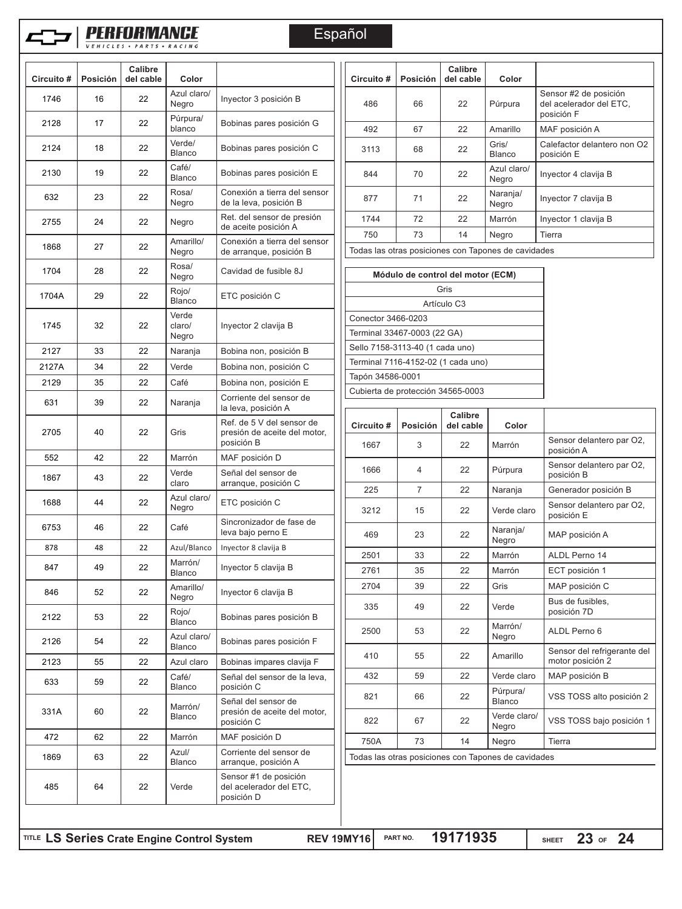Español

| Circuito # | Posición | Calibre del cable | Color | |
|---|---|---|---|---|
| 1746 | 16 | 22 | Azul claro/ Negro | Inyector 3 posición B |
| 2128 | 17 | 22 | Púrpura/ blanco | Bobinas pares posición G |
| 2124 | 18 | 22 | Verde/ Blanco | Bobinas pares posición C |
| 2130 | 19 | 22 | Café/ Blanco | Bobinas pares posición E |
| 632 | 23 | 22 | Rosa/ Negro | Conexión a tierra del sensor de la leva, posición B |
| 2755 | 24 | 22 | Negro | Ret. del sensor de presión de aceite posición A |
| 1868 | 27 | 22 | Amarillo/ Negro | Conexión a tierra del sensor de arranque, posición B |
| 1704 | 28 | 22 | Rosa/ Negro | Cavidad de fusible 8J |
| 1704A | 29 | 22 | Rojo/ Blanco | ETC posición C |
| 1745 | 32 | 22 | Verde claro/ Negro | Inyector 2 clavija B |
| 2127 | 33 | 22 | Naranja | Bobina non, posición B |
| 2127A | 34 | 22 | Verde | Bobina non, posición C |
| 2129 | 35 | 22 | Café | Bobina non, posición E |
| 631 | 39 | 22 | Naranja | Corriente del sensor de la leva, posición A |
| 2705 | 40 | 22 | Gris | Ref. de 5 V del sensor de presión de aceite del motor, posición B |
| 552 | 42 | 22 | Marrón | MAF posición D |
| 1867 | 43 | 22 | Verde claro | Señal del sensor de arranque, posición C |
| 1688 | 44 | 22 | Azul claro/ Negro | ETC posición C |
| 6753 | 46 | 22 | Café | Sincronizador de fase de leva bajo perno E |
| 878 | 48 | 22 | Azul/Blanco | Inyector 8 clavija B |
| 847 | 49 | 22 | Marrón/ Blanco | Inyector 5 clavija B |
| 846 | 52 | 22 | Amarillo/ Negro | Inyector 6 clavija B |
| 2122 | 53 | 22 | Rojo/ Blanco | Bobinas pares posición B |
| 2126 | 54 | 22 | Azul claro/ Blanco | Bobinas pares posición F |
| 2123 | 55 | 22 | Azul claro | Bobinas impares clavija F |
| 633 | 59 | 22 | Café/ Blanco | Señal del sensor de la leva, posición C |
| 331A | 60 | 22 | Marrón/ Blanco | Señal del sensor de presión de aceite del motor, posición C |
| 472 | 62 | 22 | Marrón | MAF posición D |
| 1869 | 63 | 22 | Azul/ Blanco | Corriente del sensor de arranque, posición A |
| 485 | 64 | 22 | Verde | Sensor #1 de posición del acelerador del ETC, posición D |
| 486 | 66 | 22 | Púrpura | Sensor #2 de posición del acelerador del ETC, posición F |
| 492 | 67 | 22 | Amarillo | MAF posición A |
| 3113 | 68 | 22 | Gris/ Blanco | Calefactor delantero non O2 posición E |
| 844 | 70 | 22 | Azul claro/ Negro | Inyector 4 clavija B |
| 877 | 71 | 22 | Naranja/ Negro | Inyector 7 clavija B |
| 1744 | 72 | 22 | Marrón | Inyector 1 clavija B |
| 750 | 73 | 14 | Negro | Tierra |
| Todas las otras posiciones con Tapones de cavidades | | | | |

| Módulo de control del motor (ECM) |
|---|
| Gris |
| Artículo C3 |
| Conector 3466-0203 |
| Terminal 33467-0003 (22 GA) |
| Sello 7158-3113-40 (1 cada uno) |
| Terminal 7116-4152-02 (1 cada uno) |
| Tapón 34586-0001 |
| Cubierta de protección 34565-0003 |

| Circuito # | Posición | Calibre del cable | Color | |
|---|---|---|---|---|
| 1667 | 3 | 22 | Marrón | Sensor delantero par O2, posición A |
| 1666 | 4 | 22 | Púrpura | Sensor delantero par O2, posición B |
| 225 | 7 | 22 | Naranja | Generador posición B |
| 3212 | 15 | 22 | Verde claro | Sensor delantero par O2, posición E |
| 469 | 23 | 22 | Naranja/ Negro | MAP posición A |
| 2501 | 33 | 22 | Marrón | ALDL Perno 14 |
| 2761 | 35 | 22 | Marrón | ECT posición 1 |
| 2704 | 39 | 22 | Gris | MAP posición C |
| 335 | 49 | 22 | Verde | Bus de fusibles, posición 7D |
| 2500 | 53 | 22 | Marrón/ Negro | ALDL Perno 6 |
| 410 | 55 | 22 | Amarillo | Sensor del refrigerante del motor posición 2 |
| 432 | 59 | 22 | Verde claro | MAP posición B |
| 821 | 66 | 22 | Púrpura/ Blanco | VSS TOSS alto posición 2 |
| 822 | 67 | 22 | Verde claro/ Negro | VSS TOSS bajo posición 1 |
| 750A | 73 | 14 | Negro | Tierra |
| Todas las otras posiciones con Tapones de cavidades | | | | |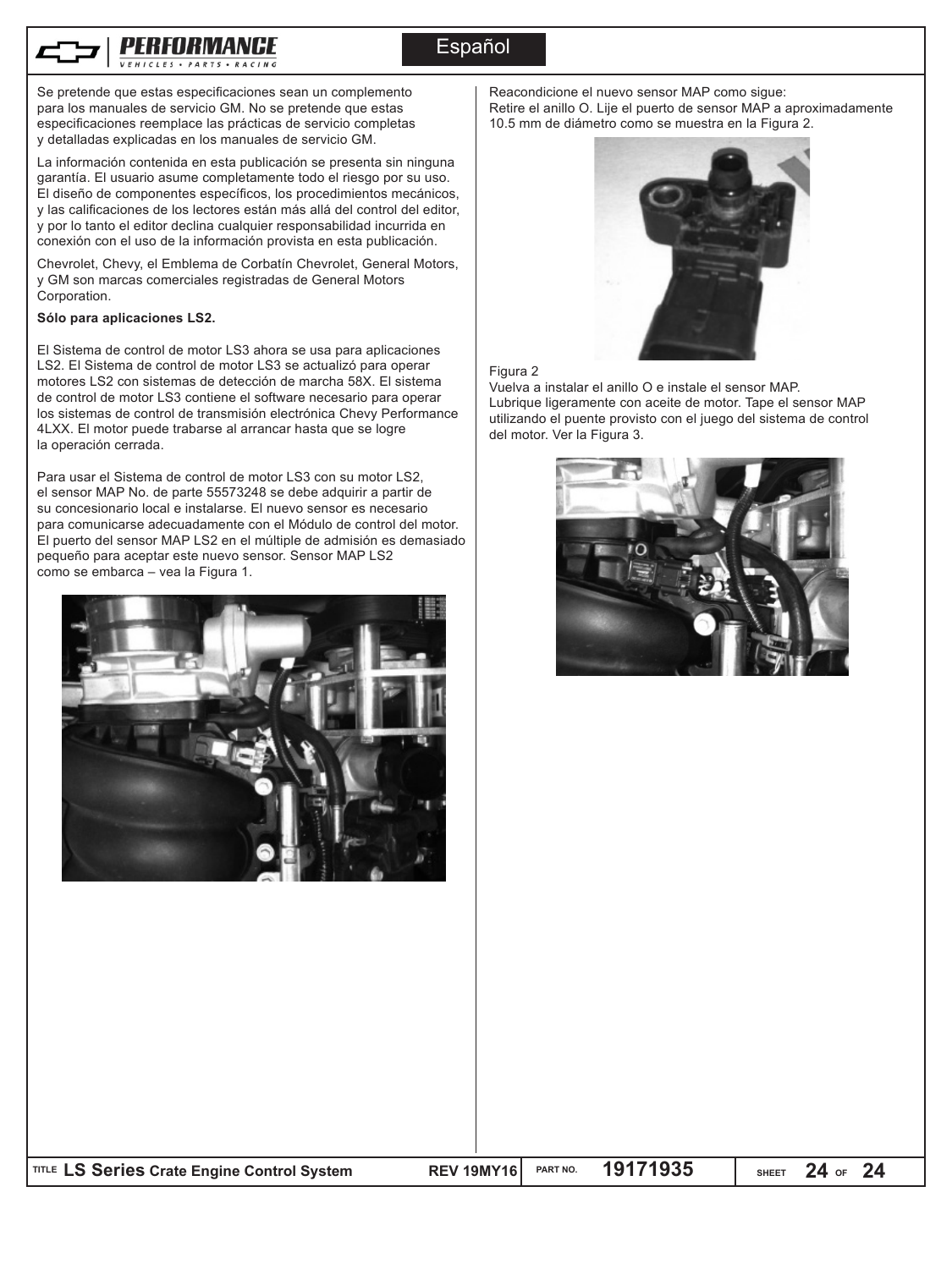Se pretende que estas especificaciones sean un complemento para los manuales de servicio GM. No se pretende que estas especificaciones reemplace las prácticas de servicio completas y detalladas explicadas en los manuales de servicio GM.

La información contenida en esta publicación se presenta sin ninguna garantía. El usuario asume completamente todo el riesgo por su uso. El diseño de componentes específicos, los procedimientos mecánicos, y las calificaciones de los lectores están más allá del control del editor, y por lo tanto el editor declina cualquier responsabilidad incurrida en conexión con el uso de la información provista en esta publicación.

Chevrolet, Chevy, el Emblema de Corbatín Chevrolet, General Motors, y GM son marcas comerciales registradas de General Motors Corporation.

**Sólo para aplicaciones LS2.**

El Sistema de control de motor LS3 ahora se usa para aplicaciones LS2. El Sistema de control de motor LS3 se actualizó para operar motores LS2 con sistemas de detección de marcha 58X. El sistema de control de motor LS3 contiene el software necesario para operar los sistemas de control de transmisión electrónica Chevy Performance 4LXX. El motor puede trabarse al arrancar hasta que se logre la operación cerrada.

Para usar el Sistema de control de motor LS3 con su motor LS2, el sensor MAP No. de parte 55573248 se debe adquirir a partir de su concesionario local e instalarse. El nuevo sensor es necesario para comunicarse adecuadamente con el Módulo de control del motor. El puerto del sensor MAP LS2 en el múltiple de admisión es demasiado pequeño para aceptar este nuevo sensor. Sensor MAP LS2 como se embarca – vea la Figura 1.

Reacondicione el nuevo sensor MAP como sigue:
Retire el anillo O. Lije el puerto de sensor MAP a aproximadamente 10.5 mm de diámetro como se muestra en la Figura 2.

Figura 2

Vuelva a instalar el anillo O e instale el sensor MAP. Lubrique ligeramente con aceite de motor. Tape el sensor MAP utilizando el puente provisto con el juego del sistema de control del motor. Ver la Figura 3.